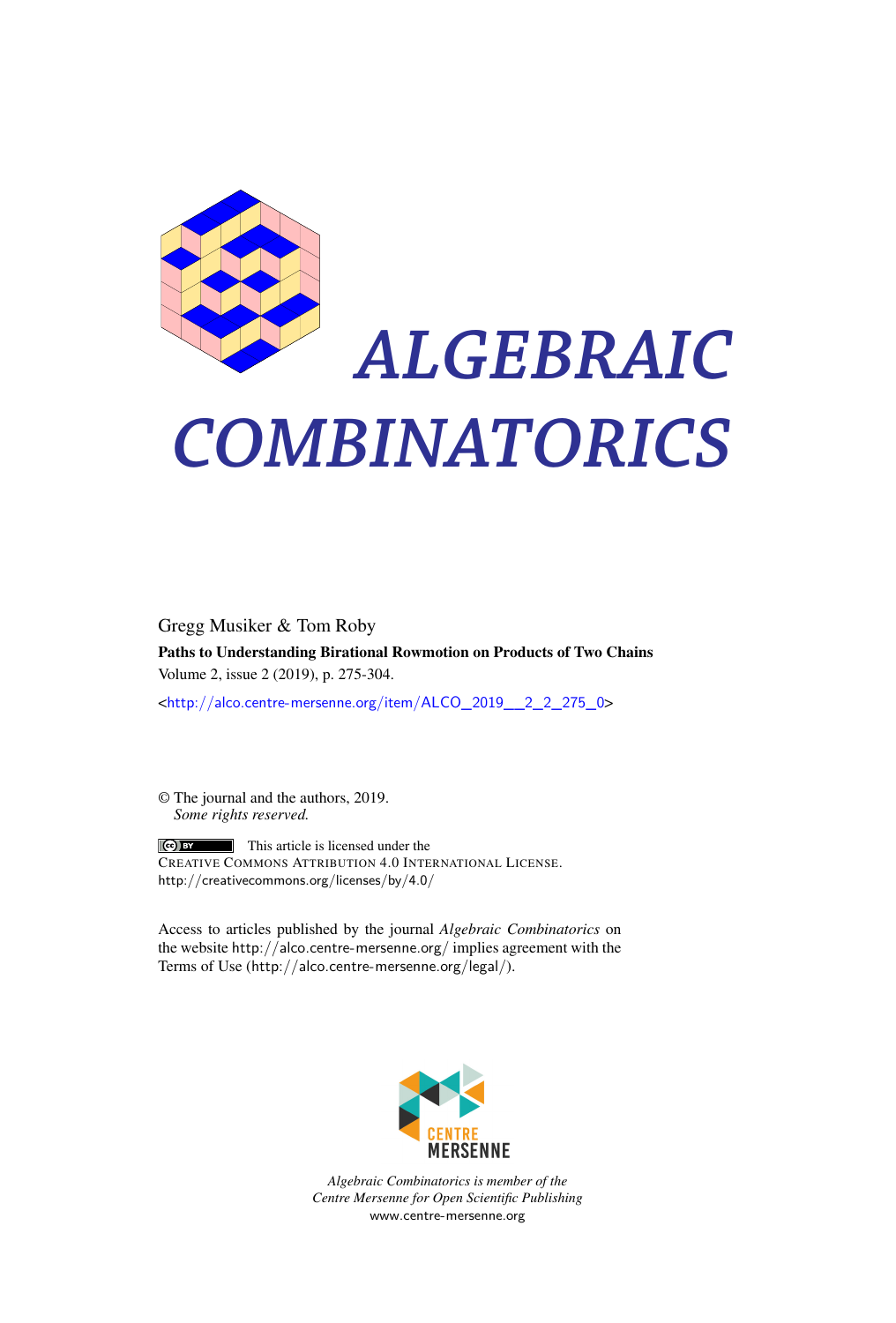# ALGEBRAIC COMBINATORICS

Gregg Musiker & Tom Roby

**Paths to Understanding Birational Rowmotion on Products of Two Chains**

Volume 2, issue 2 (2019), p. 275-304.

<http://alco.centre-mersenne.org/item/ALCO_2019__2_2_275_0>

© The journal and the authors, 2019.
*Some rights reserved.*

This article is licensed under the
Creative Commons Attribution 4.0 International License.
http://creativecommons.org/licenses/by/4.0/

Access to articles published by the journal *Algebraic Combinatorics* on the website http://alco.centre-mersenne.org/ implies agreement with the Terms of Use (http://alco.centre-mersenne.org/legal/).

CENTRE MERSENNE

*Algebraic Combinatorics is member of the Centre Mersenne for Open Scientific Publishing*
www.centre-mersenne.org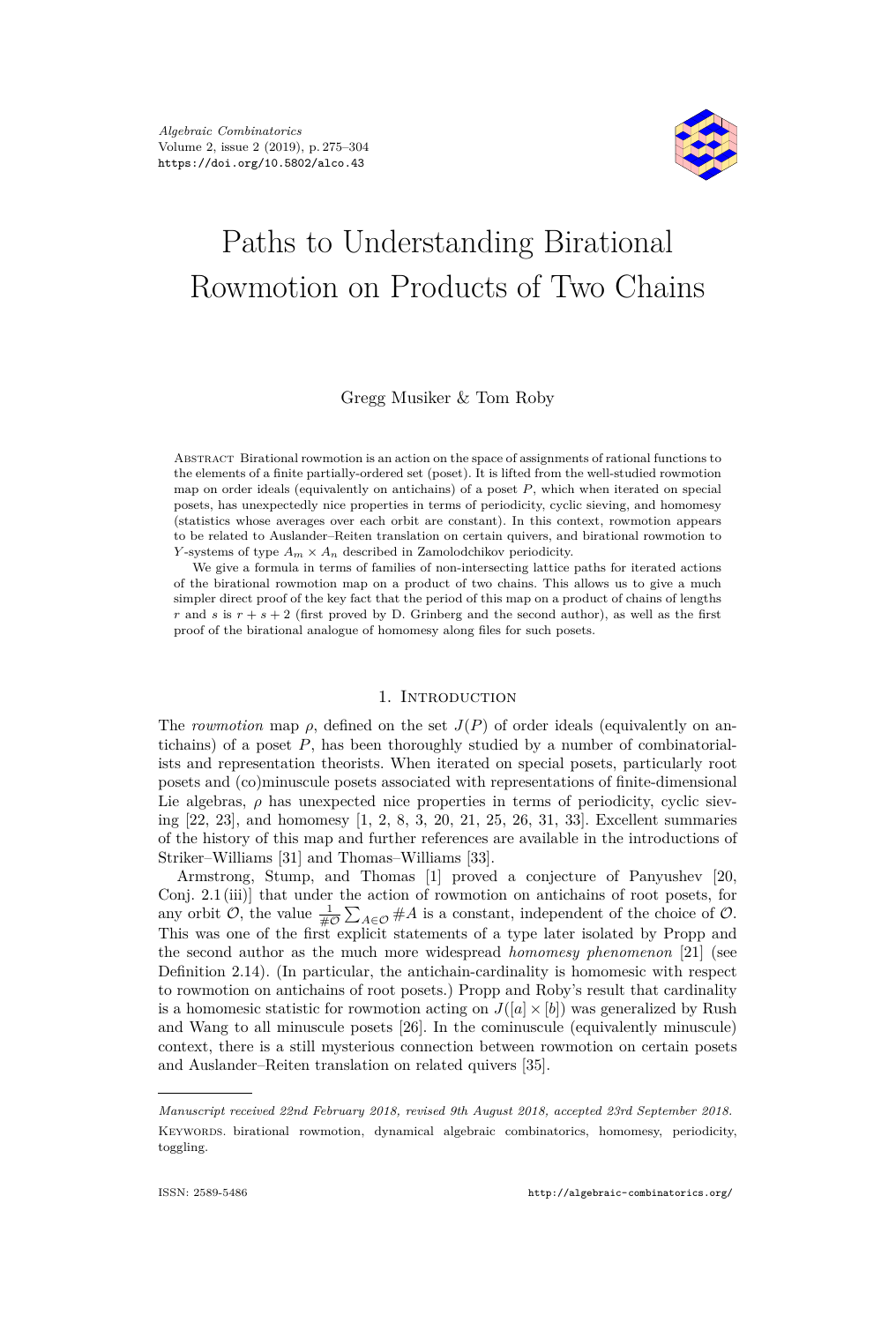# Paths to Understanding Birational Rowmotion on Products of Two Chains

Gregg Musiker & Tom Roby

Abstract Birational rowmotion is an action on the space of assignments of rational functions to the elements of a finite partially-ordered set (poset). It is lifted from the well-studied rowmotion map on order ideals (equivalently on antichains) of a poset $P$, which when iterated on special posets, has unexpectedly nice properties in terms of periodicity, cyclic sieving, and homomesy (statistics whose averages over each orbit are constant). In this context, rowmotion appears to be related to Auslander–Reiten translation on certain quivers, and birational rowmotion to $Y$-systems of type $A_m \times A_n$ described in Zamolodchikov periodicity.

We give a formula in terms of families of non-intersecting lattice paths for iterated actions of the birational rowmotion map on a product of two chains. This allows us to give a much simpler direct proof of the key fact that the period of this map on a product of chains of lengths $r$ and $s$ is $r + s + 2$ (first proved by D. Grinberg and the second author), as well as the first proof of the birational analogue of homomesy along files for such posets.

## 1. Introduction

The *rowmotion* map $\rho$, defined on the set $J(P)$ of order ideals (equivalently on antichains) of a poset $P$, has been thoroughly studied by a number of combinatorialists and representation theorists. When iterated on special posets, particularly root posets and (co)minuscule posets associated with representations of finite-dimensional Lie algebras, $\rho$ has unexpected nice properties in terms of periodicity, cyclic sieving [22, 23], and homomesy [1, 2, 8, 3, 20, 21, 25, 26, 31, 33]. Excellent summaries of the history of this map and further references are available in the introductions of Striker–Williams [31] and Thomas–Williams [33].

Armstrong, Stump, and Thomas [1] proved a conjecture of Panyushev [20, Conj. 2.1(iii)] that under the action of rowmotion on antichains of root posets, for any orbit $\mathcal{O}$, the value $\frac{1}{\#\mathcal{O}} \sum_{A \in \mathcal{O}} \#A$ is a constant, independent of the choice of $\mathcal{O}$. This was one of the first explicit statements of a type later isolated by Propp and the second author as the much more widespread *homomesy phenomenon* [21] (see Definition 2.14). (In particular, the antichain-cardinality is homomesic with respect to rowmotion on antichains of root posets.) Propp and Roby's result that cardinality is a homomesic statistic for rowmotion acting on $J([a] \times [b])$ was generalized by Rush and Wang to all minuscule posets [26]. In the cominuscule (equivalently minuscule) context, there is a still mysterious connection between rowmotion on certain posets and Auslander–Reiten translation on related quivers [35].

*Manuscript received 22nd February 2018, revised 9th August 2018, accepted 23rd September 2018.*

Keywords. birational rowmotion, dynamical algebraic combinatorics, homomesy, periodicity, toggling.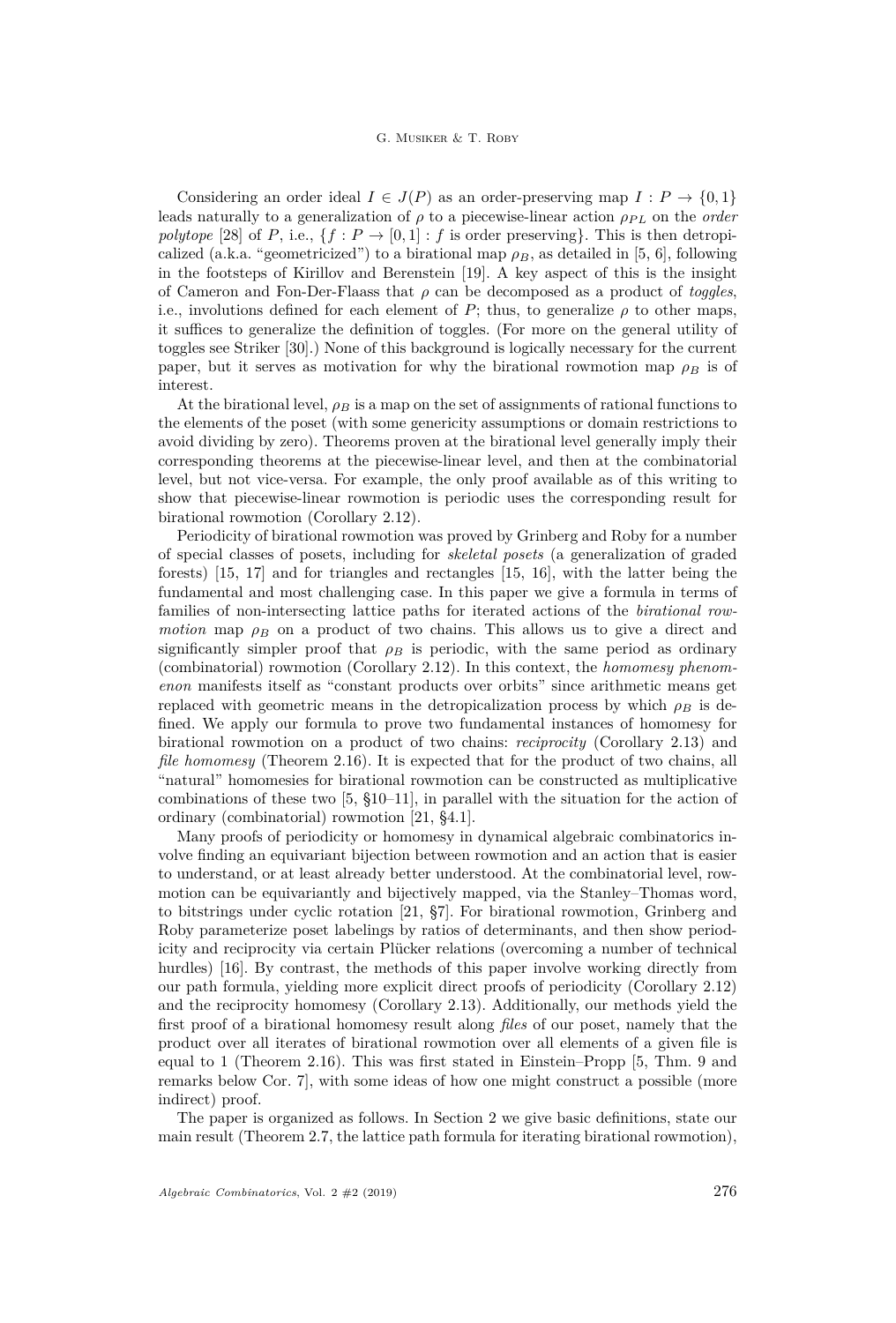Considering an order ideal $I \in J(P)$ as an order-preserving map $I : P \to \{0,1\}$ leads naturally to a generalization of $\rho$ to a piecewise-linear action $\rho_{PL}$ on the *order polytope* [28] of $P$, i.e., $\{f : P \to [0,1] : f \text{ is order preserving}\}$. This is then detropicalized (a.k.a. "geometricized") to a birational map $\rho_B$, as detailed in [5, 6], following in the footsteps of Kirillov and Berenstein [19]. A key aspect of this is the insight of Cameron and Fon-Der-Flaass that $\rho$ can be decomposed as a product of *toggles*, i.e., involutions defined for each element of $P$; thus, to generalize $\rho$ to other maps, it suffices to generalize the definition of toggles. (For more on the general utility of toggles see Striker [30].) None of this background is logically necessary for the current paper, but it serves as motivation for why the birational rowmotion map $\rho_B$ is of interest.

At the birational level, $\rho_B$ is a map on the set of assignments of rational functions to the elements of the poset (with some genericity assumptions or domain restrictions to avoid dividing by zero). Theorems proven at the birational level generally imply their corresponding theorems at the piecewise-linear level, and then at the combinatorial level, but not vice-versa. For example, the only proof available as of this writing to show that piecewise-linear rowmotion is periodic uses the corresponding result for birational rowmotion (Corollary 2.12).

Periodicity of birational rowmotion was proved by Grinberg and Roby for a number of special classes of posets, including for *skeletal posets* (a generalization of graded forests) [15, 17] and for triangles and rectangles [15, 16], with the latter being the fundamental and most challenging case. In this paper we give a formula in terms of families of non-intersecting lattice paths for iterated actions of the *birational rowmotion* map $\rho_B$ on a product of two chains. This allows us to give a direct and significantly simpler proof that $\rho_B$ is periodic, with the same period as ordinary (combinatorial) rowmotion (Corollary 2.12). In this context, the *homomesy phenomenon* manifests itself as "constant products over orbits" since arithmetic means get replaced with geometric means in the detropicalization process by which $\rho_B$ is defined. We apply our formula to prove two fundamental instances of homomesy for birational rowmotion on a product of two chains: *reciprocity* (Corollary 2.13) and *file homomesy* (Theorem 2.16). It is expected that for the product of two chains, all "natural" homomesies for birational rowmotion can be constructed as multiplicative combinations of these two [5, §10–11], in parallel with the situation for the action of ordinary (combinatorial) rowmotion [21, §4.1].

Many proofs of periodicity or homomesy in dynamical algebraic combinatorics involve finding an equivariant bijection between rowmotion and an action that is easier to understand, or at least already better understood. At the combinatorial level, rowmotion can be equivariantly and bijectively mapped, via the Stanley–Thomas word, to bitstrings under cyclic rotation [21, §7]. For birational rowmotion, Grinberg and Roby parameterize poset labelings by ratios of determinants, and then show periodicity and reciprocity via certain Plücker relations (overcoming a number of technical hurdles) [16]. By contrast, the methods of this paper involve working directly from our path formula, yielding more explicit direct proofs of periodicity (Corollary 2.12) and the reciprocity homomesy (Corollary 2.13). Additionally, our methods yield the first proof of a birational homomesy result along *files* of our poset, namely that the product over all iterates of birational rowmotion over all elements of a given file is equal to 1 (Theorem 2.16). This was first stated in Einstein–Propp [5, Thm. 9 and remarks below Cor. 7], with some ideas of how one might construct a possible (more indirect) proof.

The paper is organized as follows. In Section 2 we give basic definitions, state our main result (Theorem 2.7, the lattice path formula for iterating birational rowmotion),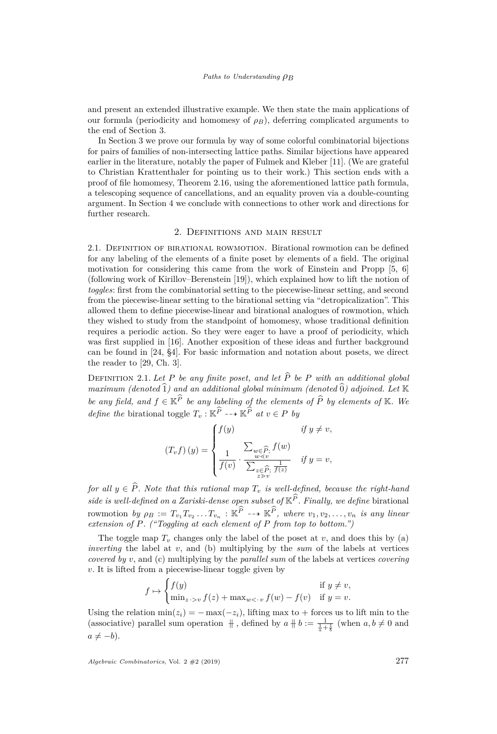and present an extended illustrative example. We then state the main applications of our formula (periodicity and homomesy of $\rho_B$), deferring complicated arguments to the end of Section 3.

In Section 3 we prove our formula by way of some colorful combinatorial bijections for pairs of families of non-intersecting lattice paths. Similar bijections have appeared earlier in the literature, notably the paper of Fulmek and Kleber [11]. (We are grateful to Christian Krattenthaler for pointing us to their work.) This section ends with a proof of file homomesy, Theorem 2.16, using the aforementioned lattice path formula, a telescoping sequence of cancellations, and an equality proven via a double-counting argument. In Section 4 we conclude with connections to other work and directions for further research.

## 2. Definitions and main result

2.1. Definition of birational rowmotion. Birational rowmotion can be defined for any labeling of the elements of a finite poset by elements of a field. The original motivation for considering this came from the work of Einstein and Propp [5, 6] (following work of Kirillov–Berenstein [19]), which explained how to lift the notion of *toggles*: first from the combinatorial setting to the piecewise-linear setting, and second from the piecewise-linear setting to the birational setting via "detropicalization". This allowed them to define piecewise-linear and birational analogues of rowmotion, which they wished to study from the standpoint of homomesy, whose traditional definition requires a periodic action. So they were eager to have a proof of periodicity, which was first supplied in [16]. Another exposition of these ideas and further background can be found in [24, §4]. For basic information and notation about posets, we direct the reader to [29, Ch. 3].

Definition 2.1. *Let $P$ be any finite poset, and let $\widehat{P}$ be $P$ with an additional global maximum (denoted $\widehat{1}$) and an additional global minimum (denoted $\widehat{0}$) adjoined. Let $\mathbb{K}$ be any field, and $f \in \mathbb{K}^{\widehat{P}}$ be any labeling of the elements of $\widehat{P}$ by elements of $\mathbb{K}$. We define the* birational toggle $T_v : \mathbb{K}^{\widehat{P}} \dashrightarrow \mathbb{K}^{\widehat{P}}$ *at $v \in P$ by*

$$(T_v f)(y) = \begin{cases} f(y) & \text{if } y \neq v, \\ \dfrac{1}{f(v)} \cdot \dfrac{\sum_{w \in \widehat{P};\, w \lessdot v} f(w)}{\sum_{z \in \widehat{P};\, z \gtrdot v} \frac{1}{f(z)}} & \text{if } y = v, \end{cases}$$

*for all $y \in \widehat{P}$. Note that this rational map $T_v$ is well-defined, because the right-hand side is well-defined on a Zariski-dense open subset of $\mathbb{K}^{\widehat{P}}$. Finally, we define* birational rowmotion *by $\rho_B := T_{v_1} T_{v_2} \dots T_{v_n} : \mathbb{K}^{\widehat{P}} \dashrightarrow \mathbb{K}^{\widehat{P}}$, where $v_1, v_2, \dots, v_n$ is any linear extension of $P$. ("Toggling at each element of $P$ from top to bottom.")*

The toggle map $T_v$ changes only the label of the poset at $v$, and does this by (a) *inverting* the label at $v$, and (b) multiplying by the *sum* of the labels at vertices *covered by* $v$, and (c) multiplying by the *parallel sum* of the labels at vertices *covering* $v$. It is lifted from a piecewise-linear toggle given by

$$f \mapsto \begin{cases} f(y) & \text{if } y \neq v, \\ \min_{z \cdot > v} f(z) + \max_{w < \cdot\, v} f(w) - f(v) & \text{if } y = v. \end{cases}$$

Using the relation $\min(z_i) = -\max(-z_i)$, lifting max to $+$ forces us to lift min to the (associative) parallel sum operation $\#$, defined by $a \# b := \frac{1}{\frac{1}{a} + \frac{1}{b}}$ (when $a, b \neq 0$ and $a \neq -b$).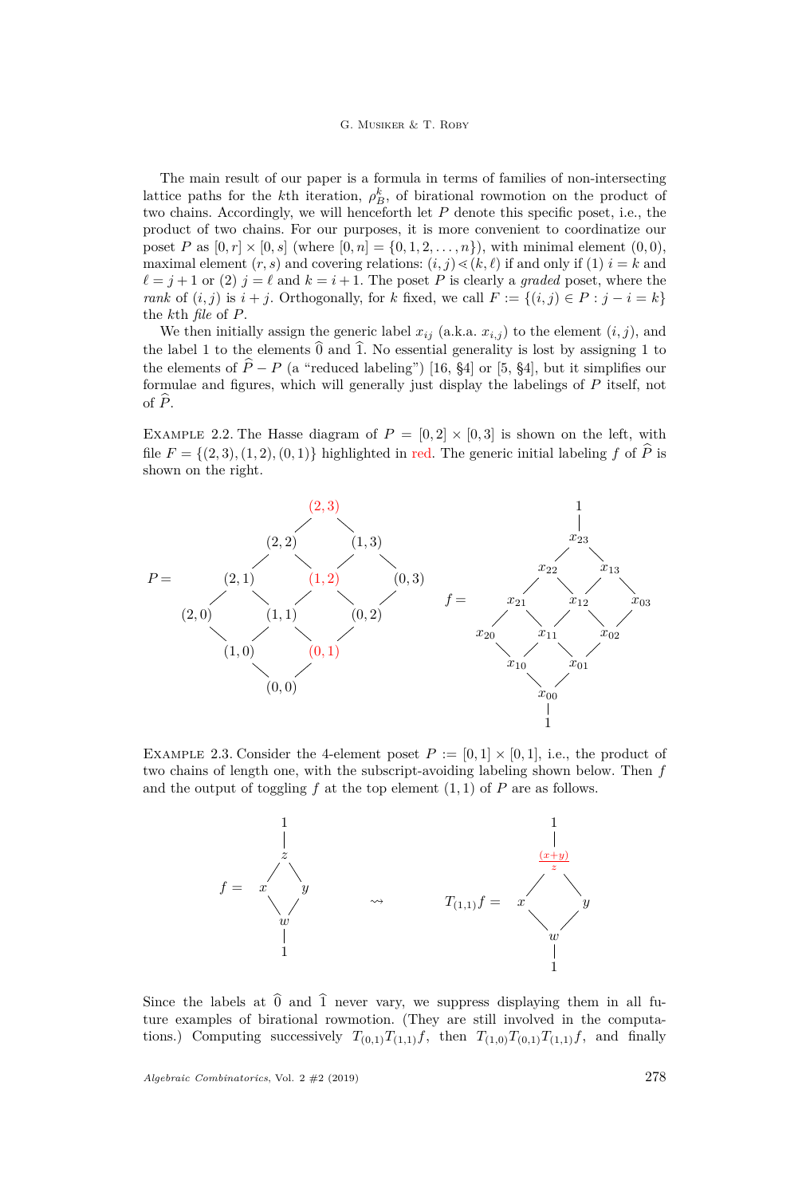The main result of our paper is a formula in terms of families of non-intersecting lattice paths for the $k$th iteration, $\rho_B^k$, of birational rowmotion on the product of two chains. Accordingly, we will henceforth let $P$ denote this specific poset, i.e., the product of two chains. For our purposes, it is more convenient to coordinatize our poset $P$ as $[0, r] \times [0, s]$ (where $[0, n] = \{0, 1, 2, \ldots, n\}$), with minimal element $(0, 0)$, maximal element $(r, s)$ and covering relations: $(i, j) \lessdot (k, \ell)$ if and only if (1) $i = k$ and $\ell = j + 1$ or (2) $j = \ell$ and $k = i + 1$. The poset $P$ is clearly a *graded* poset, where the *rank* of $(i, j)$ is $i + j$. Orthogonally, for $k$ fixed, we call $F := \{(i, j) \in P : j - i = k\}$ the $k$th *file* of $P$.

We then initially assign the generic label $x_{ij}$ (a.k.a. $x_{i,j}$) to the element $(i, j)$, and the label 1 to the elements $\widehat{0}$ and $\widehat{1}$. No essential generality is lost by assigning 1 to the elements of $\widehat{P} - P$ (a "reduced labeling") [16, §4] or [5, §4], but it simplifies our formulae and figures, which will generally just display the labelings of $P$ itself, not of $\widehat{P}$.

Example 2.2. The Hasse diagram of $P = [0, 2] \times [0, 3]$ is shown on the left, with file $F = \{(2, 3), (1, 2), (0, 1)\}$ highlighted in red. The generic initial labeling $f$ of $\widehat{P}$ is shown on the right.

Example 2.3. Consider the 4-element poset $P := [0, 1] \times [0, 1]$, i.e., the product of two chains of length one, with the subscript-avoiding labeling shown below. Then $f$ and the output of toggling $f$ at the top element $(1, 1)$ of $P$ are as follows.

Since the labels at $\widehat{0}$ and $\widehat{1}$ never vary, we suppress displaying them in all future examples of birational rowmotion. (They are still involved in the computations.) Computing successively $T_{(0,1)}T_{(1,1)}f$, then $T_{(1,0)}T_{(0,1)}T_{(1,1)}f$, and finally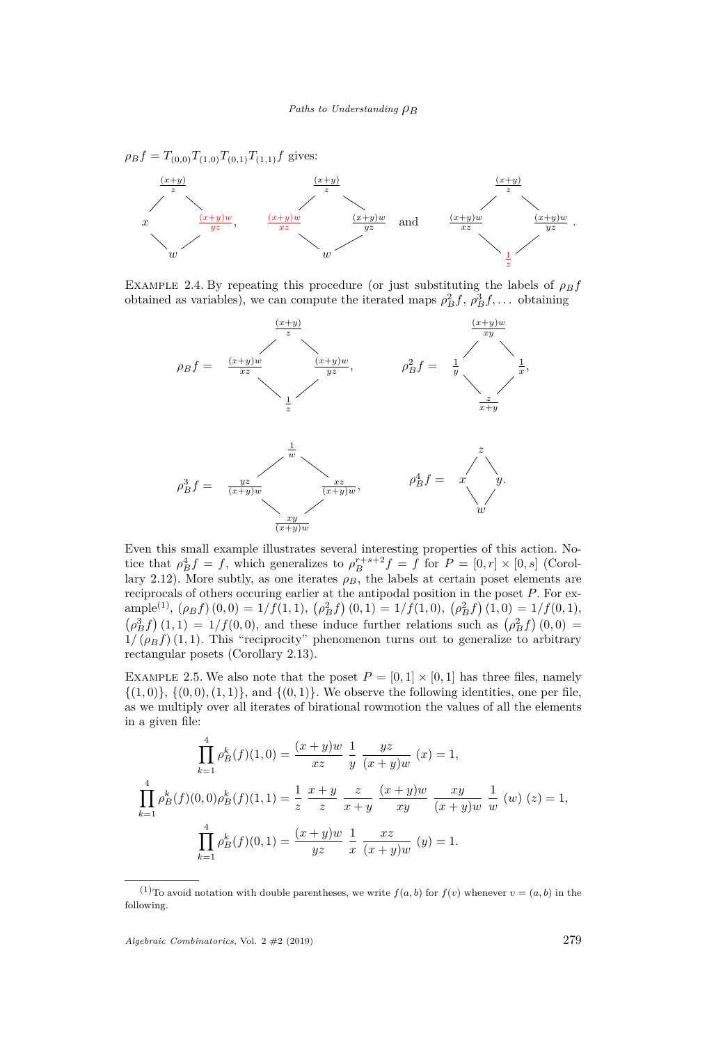$\rho_B f = T_{(0,0)}T_{(1,0)}T_{(0,1)}T_{(1,1)}f$ gives:

$$\begin{array}{ccc} & \frac{(x+y)}{z} & \\ x & & \frac{(x+y)w}{yz} \\ & w & \end{array}, \qquad \begin{array}{ccc} & \frac{(x+y)}{z} & \\ \frac{(x+y)w}{xz} & & \frac{(x+y)w}{yz} \\ & w & \end{array} \quad \text{and} \quad \begin{array}{ccc} & \frac{(x+y)}{z} & \\ \frac{(x+y)w}{xz} & & \frac{(x+y)w}{yz} \\ & \frac{1}{z} & \end{array}.$$

Example 2.4. By repeating this procedure (or just substituting the labels of $\rho_B f$ obtained as variables), we can compute the iterated maps $\rho_B^2 f$, $\rho_B^3 f, \ldots$ obtaining

$$\rho_B f = \begin{array}{ccc} & \frac{(x+y)}{z} & \\ \frac{(x+y)w}{xz} & & \frac{(x+y)w}{yz} \\ & \frac{1}{z} & \end{array}, \qquad \rho_B^2 f = \begin{array}{ccc} & \frac{(x+y)w}{xy} & \\ \frac{1}{y} & & \frac{1}{x} \\ & \frac{z}{x+y} & \end{array},$$

$$\rho_B^3 f = \begin{array}{ccc} & \frac{1}{w} & \\ \frac{yz}{(x+y)w} & & \frac{xz}{(x+y)w} \\ & \frac{xy}{(x+y)w} & \end{array}, \qquad \rho_B^4 f = \begin{array}{ccc} & z & \\ x & & y \\ & w & \end{array}.$$

Even this small example illustrates several interesting properties of this action. Notice that $\rho_B^4 f = f$, which generalizes to $\rho_B^{r+s+2} f = f$ for $P = [0,r] \times [0,s]$ (Corollary 2.12). More subtly, as one iterates $\rho_B$, the labels at certain poset elements are reciprocals of others occuring earlier at the antipodal position in the poset $P$. For example[(1)], $(\rho_B f)(0,0) = 1/f(1,1)$, $(\rho_B^2 f)(0,1) = 1/f(1,0)$, $(\rho_B^2 f)(1,0) = 1/f(0,1)$, $(\rho_B^3 f)(1,1) = 1/f(0,0)$, and these induce further relations such as $(\rho_B^2 f)(0,0) = 1/(\rho_B f)(1,1)$. This "reciprocity" phenomenon turns out to generalize to arbitrary rectangular posets (Corollary 2.13).

Example 2.5. We also note that the poset $P = [0,1] \times [0,1]$ has three files, namely $\{(1,0)\}$, $\{(0,0),(1,1)\}$, and $\{(0,1)\}$. We observe the following identities, one per file, as we multiply over all iterates of birational rowmotion the values of all the elements in a given file:

$$\prod_{k=1}^{4} \rho_B^k(f)(1,0) = \frac{(x+y)w}{xz}\ \frac{1}{y}\ \frac{yz}{(x+y)w}\ (x) = 1,$$

$$\prod_{k=1}^{4} \rho_B^k(f)(0,0)\rho_B^k(f)(1,1) = \frac{1}{z}\ \frac{x+y}{z}\ \frac{z}{x+y}\ \frac{(x+y)w}{xy}\ \frac{xy}{(x+y)w}\ \frac{1}{w}\ (w)\ (z) = 1,$$

$$\prod_{k=1}^{4} \rho_B^k(f)(0,1) = \frac{(x+y)w}{yz}\ \frac{1}{x}\ \frac{xz}{(x+y)w}\ (y) = 1.$$

---

(1) To avoid notation with double parentheses, we write $f(a,b)$ for $f(v)$ whenever $v = (a,b)$ in the following.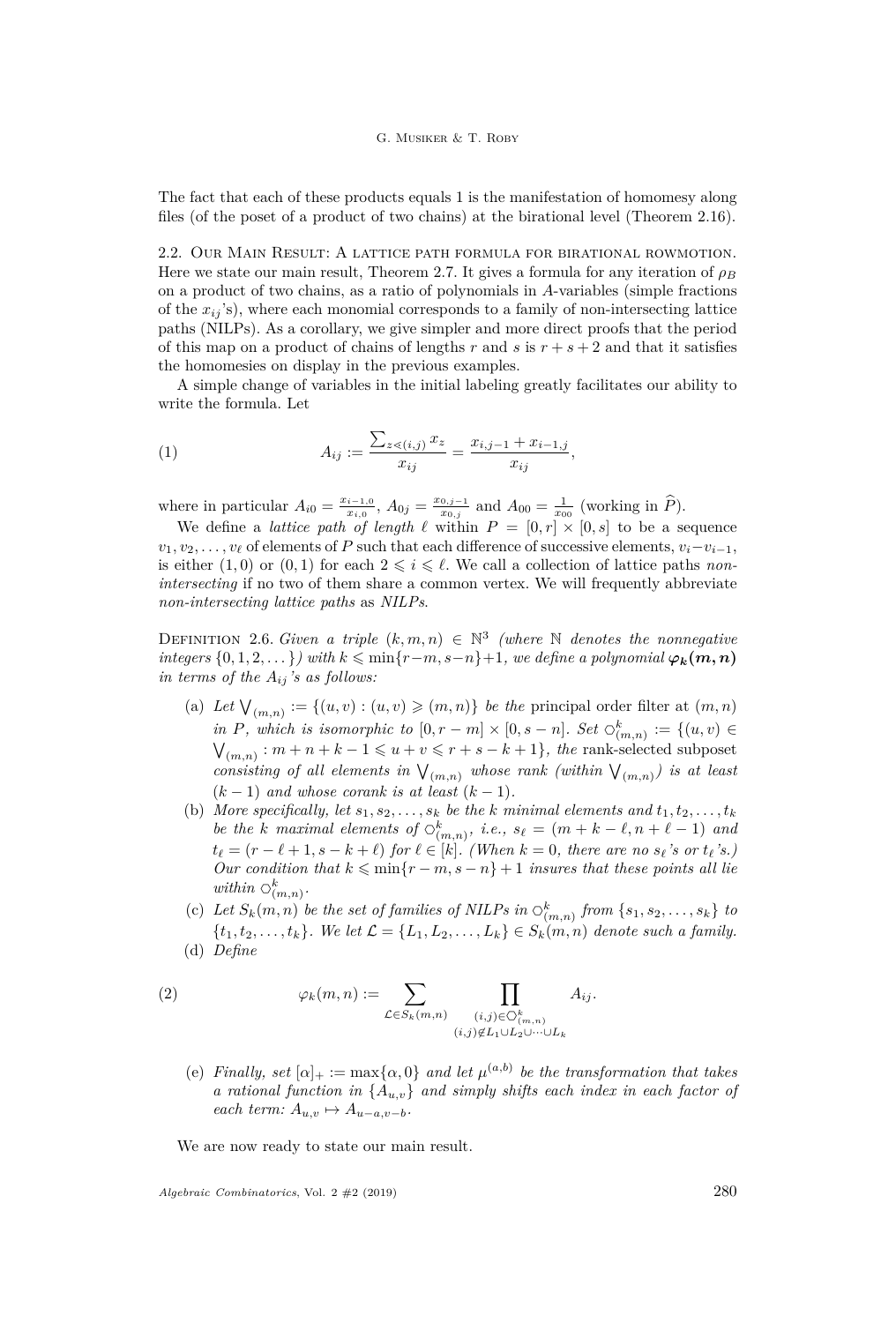The fact that each of these products equals 1 is the manifestation of homomesy along files (of the poset of a product of two chains) at the birational level (Theorem 2.16).

## 2.2. Our Main Result: A lattice path formula for birational rowmotion.

Here we state our main result, Theorem 2.7. It gives a formula for any iteration of $\rho_B$ on a product of two chains, as a ratio of polynomials in $A$-variables (simple fractions of the $x_{ij}$'s), where each monomial corresponds to a family of non-intersecting lattice paths (NILPs). As a corollary, we give simpler and more direct proofs that the period of this map on a product of chains of lengths $r$ and $s$ is $r+s+2$ and that it satisfies the homomesies on display in the previous examples.

A simple change of variables in the initial labeling greatly facilitates our ability to write the formula. Let

$$A_{ij} := \frac{\sum_{z \lessdot (i,j)} x_z}{x_{ij}} = \frac{x_{i,j-1} + x_{i-1,j}}{x_{ij}}, \tag{1}$$

where in particular $A_{i0} = \frac{x_{i-1,0}}{x_{i,0}}$, $A_{0j} = \frac{x_{0,j-1}}{x_{0,j}}$ and $A_{00} = \frac{1}{x_{00}}$ (working in $\widehat{P}$).

We define a *lattice path of length* $\ell$ within $P = [0,r] \times [0,s]$ to be a sequence $v_1, v_2, \dots, v_\ell$ of elements of $P$ such that each difference of successive elements, $v_i - v_{i-1}$, is either $(1,0)$ or $(0,1)$ for each $2 \leqslant i \leqslant \ell$. We call a collection of lattice paths *non-intersecting* if no two of them share a common vertex. We will frequently abbreviate *non-intersecting lattice paths* as *NILPs*.

Definition 2.6. *Given a triple $(k,m,n) \in \mathbb{N}^3$ (where $\mathbb{N}$ denotes the nonnegative integers $\{0,1,2,\dots\}$) with $k \leqslant \min\{r-m, s-n\}+1$, we define a polynomial* $\boldsymbol{\varphi_k(m,n)}$ *in terms of the $A_{ij}$'s as follows:*

(a) *Let $\bigvee_{(m,n)} := \{(u,v) : (u,v) \geqslant (m,n)\}$ be the* principal order filter *at $(m,n)$ in $P$, which is isomorphic to $[0,r-m] \times [0,s-n]$. Set $\circlearrowleft^k_{(m,n)} := \{(u,v) \in \bigvee_{(m,n)} : m+n+k-1 \leqslant u+v \leqslant r+s-k+1\}$, the* rank-selected subposet *consisting of all elements in $\bigvee_{(m,n)}$ whose rank (within $\bigvee_{(m,n)}$) is at least $(k-1)$ and whose corank is at least $(k-1)$.*

(b) *More specifically, let $s_1, s_2, \dots, s_k$ be the $k$ minimal elements and $t_1, t_2, \dots, t_k$ be the $k$ maximal elements of $\circlearrowleft^k_{(m,n)}$, i.e., $s_\ell = (m+k-\ell, n+\ell-1)$ and $t_\ell = (r-\ell+1, s-k+\ell)$ for $\ell \in [k]$. (When $k=0$, there are no $s_\ell$'s or $t_\ell$'s.) Our condition that $k \leqslant \min\{r-m, s-n\}+1$ insures that these points all lie within $\circlearrowleft^k_{(m,n)}$.*

(c) *Let $S_k(m,n)$ be the set of families of NILPs in $\circlearrowleft^k_{(m,n)}$ from $\{s_1, s_2, \dots, s_k\}$ to $\{t_1, t_2, \dots, t_k\}$. We let $\mathcal{L} = \{L_1, L_2, \dots, L_k\} \in S_k(m,n)$ denote such a family.*

(d) *Define*

$$\varphi_k(m,n) := \sum_{\mathcal{L} \in S_k(m,n)} \prod_{\substack{(i,j) \in \circlearrowleft^k_{(m,n)} \\ (i,j) \notin L_1 \cup L_2 \cup \dots \cup L_k}} A_{ij}. \tag{2}$$

(e) *Finally, set $[\alpha]_+ := \max\{\alpha, 0\}$ and let $\mu^{(a,b)}$ be the transformation that takes a rational function in $\{A_{u,v}\}$ and simply shifts each index in each factor of each term: $A_{u,v} \mapsto A_{u-a,v-b}$.*

We are now ready to state our main result.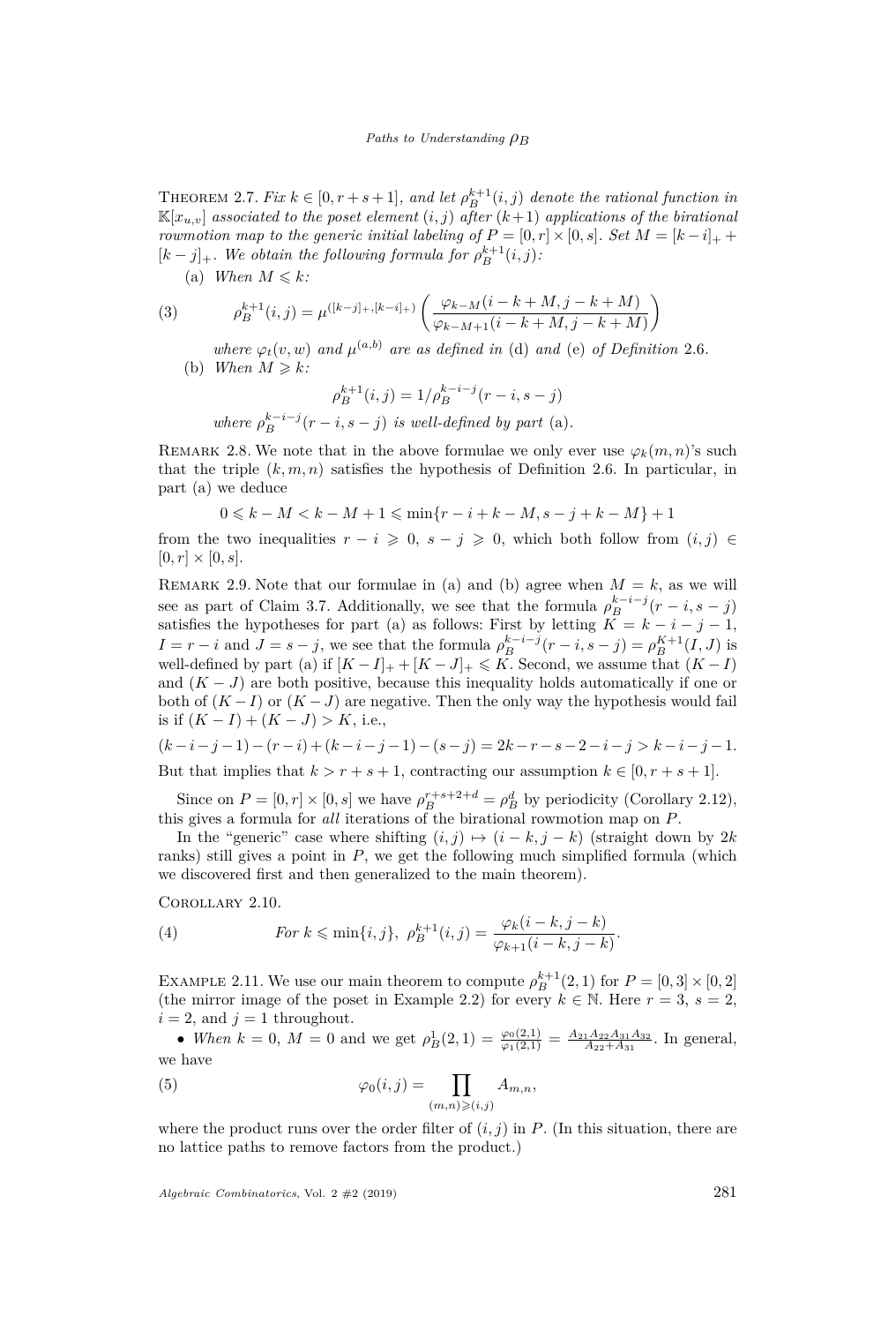Theorem 2.7. *Fix $k \in [0, r+s+1]$, and let $\rho_B^{k+1}(i,j)$ denote the rational function in $\mathbb{K}[x_{u,v}]$ associated to the poset element $(i,j)$ after $(k+1)$ applications of the birational rowmotion map to the generic initial labeling of $P = [0,r] \times [0,s]$. Set $M = [k-i]_+ + [k-j]_+$. We obtain the following formula for $\rho_B^{k+1}(i,j)$:*

(a) *When $M \leqslant k$:*

$$\rho_B^{k+1}(i,j) = \mu^{([k-j]_+,[k-i]_+)} \left( \frac{\varphi_{k-M}(i-k+M, j-k+M)}{\varphi_{k-M+1}(i-k+M, j-k+M)} \right) \tag{3}$$

*where $\varphi_t(v,w)$ and $\mu^{(a,b)}$ are as defined in* (d) *and* (e) *of Definition* 2.6.

(b) *When $M \geqslant k$:*

$$\rho_B^{k+1}(i,j) = 1/\rho_B^{k-i-j}(r-i, s-j)$$

*where $\rho_B^{k-i-j}(r-i,s-j)$ is well-defined by part* (a).

Remark 2.8. We note that in the above formulae we only ever use $\varphi_k(m,n)$'s such that the triple $(k,m,n)$ satisfies the hypothesis of Definition 2.6. In particular, in part (a) we deduce

$$0 \leqslant k-M < k-M+1 \leqslant \min\{r-i+k-M, s-j+k-M\}+1$$

from the two inequalities $r-i \geqslant 0$, $s-j \geqslant 0$, which both follow from $(i,j) \in [0,r] \times [0,s]$.

Remark 2.9. Note that our formulae in (a) and (b) agree when $M = k$, as we will see as part of Claim 3.7. Additionally, we see that the formula $\rho_B^{k-i-j}(r-i,s-j)$ satisfies the hypotheses for part (a) as follows: First by letting $K = k-i-j-1$, $I = r-i$ and $J = s-j$, we see that the formula $\rho_B^{k-i-j}(r-i,s-j) = \rho_B^{K+1}(I,J)$ is well-defined by part (a) if $[K-I]_+ + [K-J]_+ \leqslant K$. Second, we assume that $(K-I)$ and $(K-J)$ are both positive, because this inequality holds automatically if one or both of $(K-I)$ or $(K-J)$ are negative. Then the only way the hypothesis would fail is if $(K-I)+(K-J) > K$, i.e.,

$$(k-i-j-1)-(r-i)+(k-i-j-1)-(s-j) = 2k-r-s-2-i-j > k-i-j-1.$$

But that implies that $k > r+s+1$, contracting our assumption $k \in [0, r+s+1]$.

Since on $P = [0,r] \times [0,s]$ we have $\rho_B^{r+s+2+d} = \rho_B^d$ by periodicity (Corollary 2.12), this gives a formula for *all* iterations of the birational rowmotion map on $P$.

In the "generic" case where shifting $(i,j) \mapsto (i-k, j-k)$ (straight down by $2k$ ranks) still gives a point in $P$, we get the following much simplified formula (which we discovered first and then generalized to the main theorem).

Corollary 2.10.

$$\textit{For } k \leqslant \min\{i,j\},\ \rho_B^{k+1}(i,j) = \frac{\varphi_k(i-k, j-k)}{\varphi_{k+1}(i-k, j-k)}. \tag{4}$$

Example 2.11. We use our main theorem to compute $\rho_B^{k+1}(2,1)$ for $P = [0,3] \times [0,2]$ (the mirror image of the poset in Example 2.2) for every $k \in \mathbb{N}$. Here $r=3$, $s=2$, $i=2$, and $j=1$ throughout.

- *When* $k=0$, $M=0$ and we get $\rho_B^1(2,1) = \frac{\varphi_0(2,1)}{\varphi_1(2,1)} = \frac{A_{21}A_{22}A_{31}A_{32}}{A_{22}+A_{31}}$. In general, we have

$$\varphi_0(i,j) = \prod_{(m,n) \geqslant (i,j)} A_{m,n}, \tag{5}$$

where the product runs over the order filter of $(i,j)$ in $P$. (In this situation, there are no lattice paths to remove factors from the product.)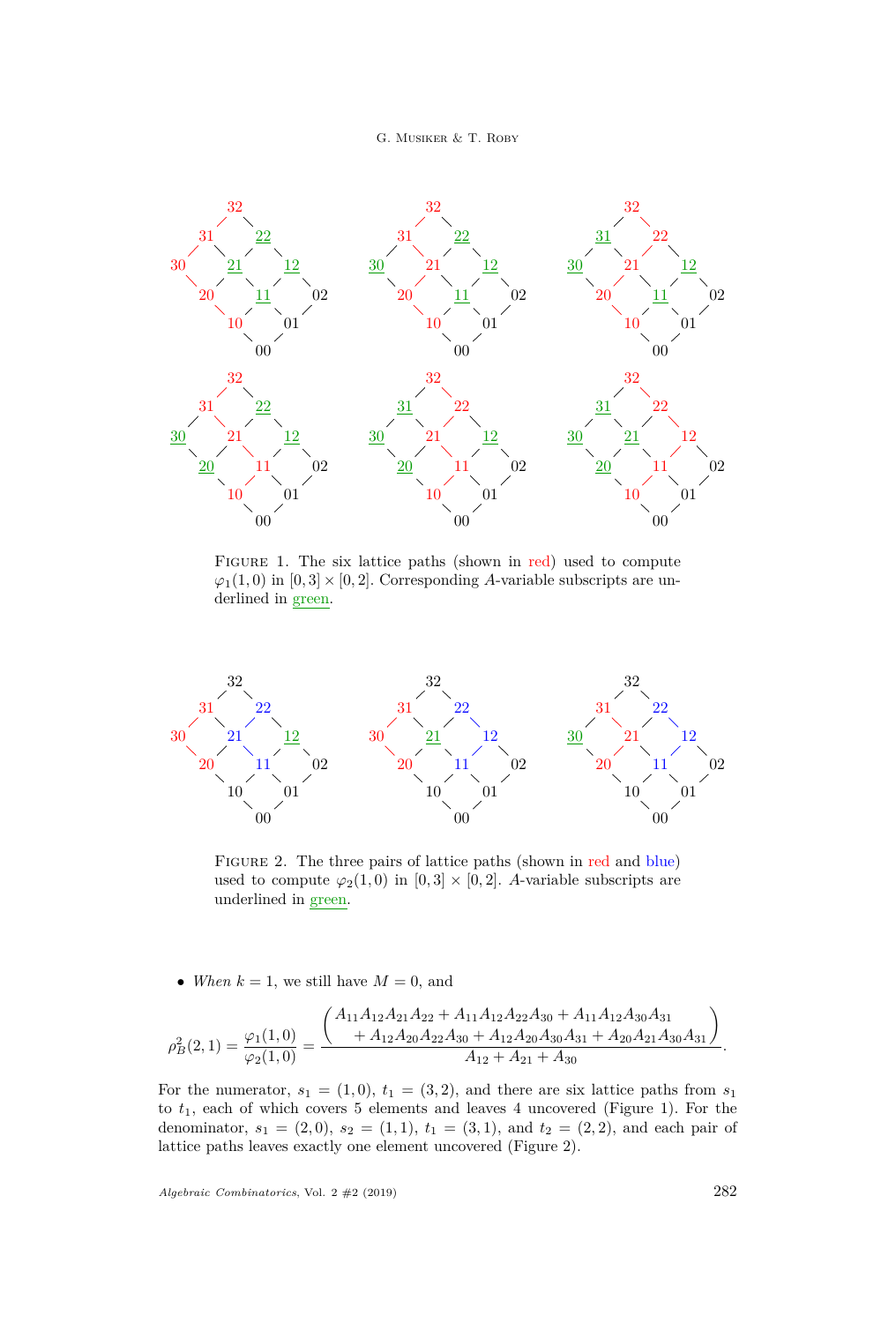Figure 1. The six lattice paths (shown in red) used to compute $\varphi_1(1,0)$ in $[0,3]\times[0,2]$. Corresponding $A$-variable subscripts are underlined in green.

Figure 2. The three pairs of lattice paths (shown in red and blue) used to compute $\varphi_2(1,0)$ in $[0,3]\times[0,2]$. $A$-variable subscripts are underlined in green.

- *When* $k=1$, we still have $M=0$, and

$$\rho_B^2(2,1) = \frac{\varphi_1(1,0)}{\varphi_2(1,0)} = \frac{\begin{pmatrix} A_{11}A_{12}A_{21}A_{22} + A_{11}A_{12}A_{22}A_{30} + A_{11}A_{12}A_{30}A_{31} \\ + A_{12}A_{20}A_{22}A_{30} + A_{12}A_{20}A_{30}A_{31} + A_{20}A_{21}A_{30}A_{31} \end{pmatrix}}{A_{12}+A_{21}+A_{30}}.$$

For the numerator, $s_1=(1,0)$, $t_1=(3,2)$, and there are six lattice paths from $s_1$ to $t_1$, each of which covers 5 elements and leaves 4 uncovered (Figure 1). For the denominator, $s_1=(2,0)$, $s_2=(1,1)$, $t_1=(3,1)$, and $t_2=(2,2)$, and each pair of lattice paths leaves exactly one element uncovered (Figure 2).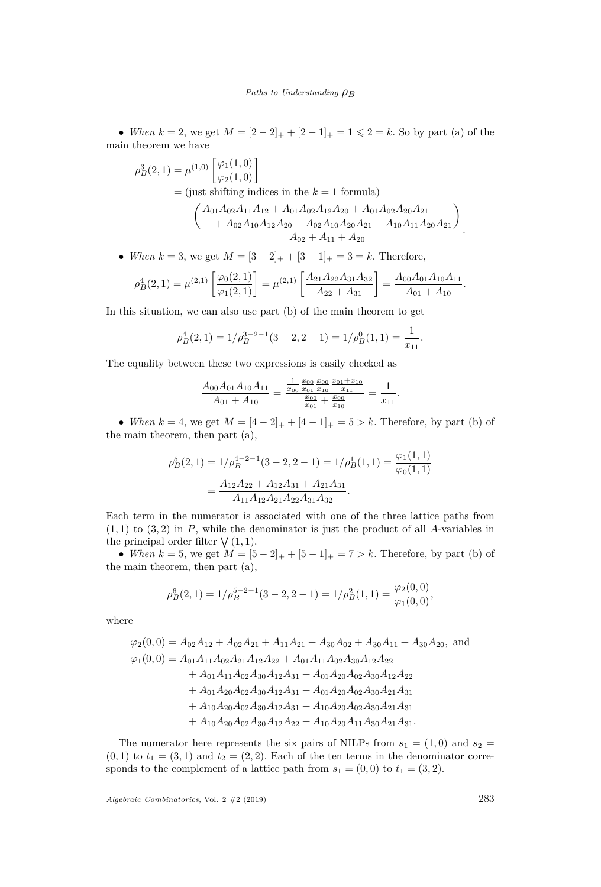- *When* $k = 2$, we get $M = [2-2]_+ + [2-1]_+ = 1 \leqslant 2 = k$. So by part (a) of the main theorem we have

$$
\begin{aligned}
\rho_B^3(2,1) &= \mu^{(1,0)}\left[\frac{\varphi_1(1,0)}{\varphi_2(1,0)}\right] \\
&= \text{(just shifting indices in the } k=1 \text{ formula)} \\
&\quad \frac{\left(\begin{array}{l} A_{01}A_{02}A_{11}A_{12} + A_{01}A_{02}A_{12}A_{20} + A_{01}A_{02}A_{20}A_{21} \\ \quad + A_{02}A_{10}A_{12}A_{20} + A_{02}A_{10}A_{20}A_{21} + A_{10}A_{11}A_{20}A_{21} \end{array}\right)}{A_{02} + A_{11} + A_{20}}.
\end{aligned}
$$

- *When* $k = 3$, we get $M = [3-2]_+ + [3-1]_+ = 3 = k$. Therefore,

$$
\rho_B^4(2,1) = \mu^{(2,1)}\left[\frac{\varphi_0(2,1)}{\varphi_1(2,1)}\right] = \mu^{(2,1)}\left[\frac{A_{21}A_{22}A_{31}A_{32}}{A_{22}+A_{31}}\right] = \frac{A_{00}A_{01}A_{10}A_{11}}{A_{01}+A_{10}}.
$$

In this situation, we can also use part (b) of the main theorem to get

$$
\rho_B^4(2,1) = 1/\rho_B^{3-2-1}(3-2, 2-1) = 1/\rho_B^0(1,1) = \frac{1}{x_{11}}.
$$

The equality between these two expressions is easily checked as

$$
\frac{A_{00}A_{01}A_{10}A_{11}}{A_{01}+A_{10}} = \frac{\frac{1}{x_{00}}\frac{x_{00}}{x_{01}}\frac{x_{00}}{x_{10}}\frac{x_{01}+x_{10}}{x_{11}}}{\frac{x_{00}}{x_{01}}+\frac{x_{00}}{x_{10}}} = \frac{1}{x_{11}}.
$$

- *When* $k = 4$, we get $M = [4-2]_+ + [4-1]_+ = 5 > k$. Therefore, by part (b) of the main theorem, then part (a),

$$
\begin{aligned}
\rho_B^5(2,1) &= 1/\rho_B^{4-2-1}(3-2, 2-1) = 1/\rho_B^1(1,1) = \frac{\varphi_1(1,1)}{\varphi_0(1,1)} \\
&= \frac{A_{12}A_{22} + A_{12}A_{31} + A_{21}A_{31}}{A_{11}A_{12}A_{21}A_{22}A_{31}A_{32}}.
\end{aligned}
$$

Each term in the numerator is associated with one of the three lattice paths from $(1,1)$ to $(3,2)$ in $P$, while the denominator is just the product of all $A$-variables in the principal order filter $\bigvee(1,1)$.

- *When* $k = 5$, we get $M = [5-2]_+ + [5-1]_+ = 7 > k$. Therefore, by part (b) of the main theorem, then part (a),

$$
\rho_B^6(2,1) = 1/\rho_B^{5-2-1}(3-2, 2-1) = 1/\rho_B^2(1,1) = \frac{\varphi_2(0,0)}{\varphi_1(0,0)},
$$

where

$$
\begin{aligned}
\varphi_2(0,0) &= A_{02}A_{12} + A_{02}A_{21} + A_{11}A_{21} + A_{30}A_{02} + A_{30}A_{11} + A_{30}A_{20}, \text{ and} \\
\varphi_1(0,0) &= A_{01}A_{11}A_{02}A_{21}A_{12}A_{22} + A_{01}A_{11}A_{02}A_{30}A_{12}A_{22} \\
&\quad + A_{01}A_{11}A_{02}A_{30}A_{12}A_{31} + A_{01}A_{20}A_{02}A_{30}A_{12}A_{22} \\
&\quad + A_{01}A_{20}A_{02}A_{30}A_{12}A_{31} + A_{01}A_{20}A_{02}A_{30}A_{21}A_{31} \\
&\quad + A_{10}A_{20}A_{02}A_{30}A_{12}A_{31} + A_{10}A_{20}A_{02}A_{30}A_{21}A_{31} \\
&\quad + A_{10}A_{20}A_{02}A_{30}A_{12}A_{22} + A_{10}A_{20}A_{11}A_{30}A_{21}A_{31}.
\end{aligned}
$$

The numerator here represents the six pairs of NILPs from $s_1 = (1,0)$ and $s_2 = (0,1)$ to $t_1 = (3,1)$ and $t_2 = (2,2)$. Each of the ten terms in the denominator corresponds to the complement of a lattice path from $s_1 = (0,0)$ to $t_1 = (3,2)$.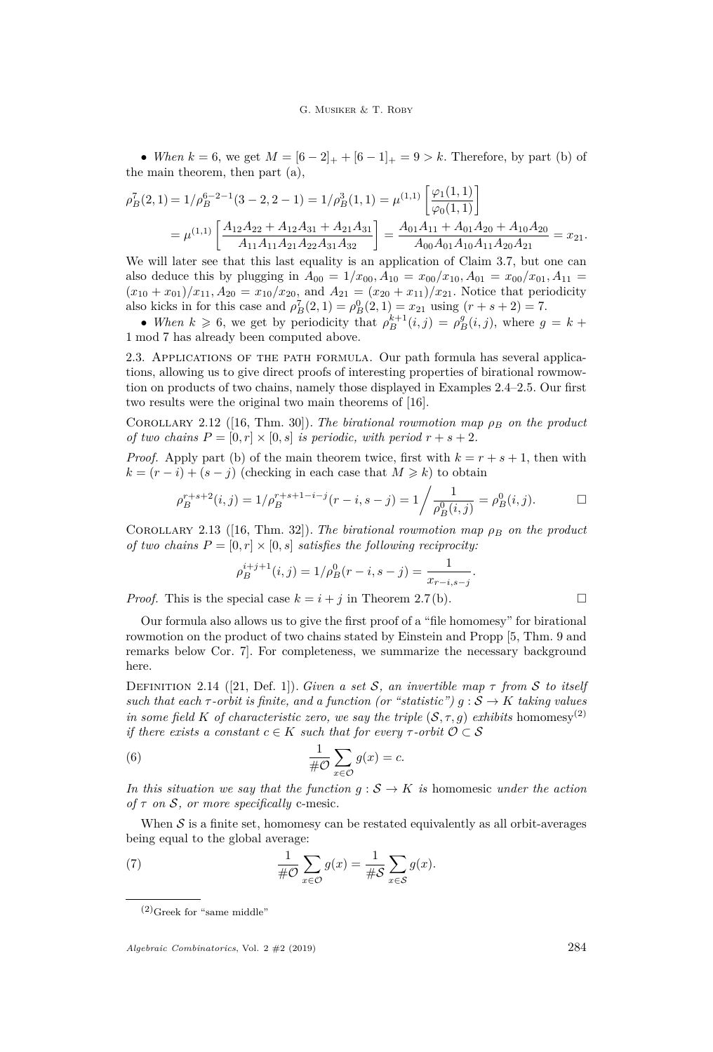- *When* $k = 6$, we get $M = [6-2]_+ + [6-1]_+ = 9 > k$. Therefore, by part (b) of the main theorem, then part (a),

$$\rho_B^7(2,1) = 1/\rho_B^{6-2-1}(3-2, 2-1) = 1/\rho_B^3(1,1) = \mu^{(1,1)}\left[\frac{\varphi_1(1,1)}{\varphi_0(1,1)}\right]$$

$$= \mu^{(1,1)}\left[\frac{A_{12}A_{22} + A_{12}A_{31} + A_{21}A_{31}}{A_{11}A_{11}A_{21}A_{22}A_{31}A_{32}}\right] = \frac{A_{01}A_{11} + A_{01}A_{20} + A_{10}A_{20}}{A_{00}A_{01}A_{10}A_{11}A_{20}A_{21}} = x_{21}.$$

We will later see that this last equality is an application of Claim 3.7, but one can also deduce this by plugging in $A_{00} = 1/x_{00}, A_{10} = x_{00}/x_{10}, A_{01} = x_{00}/x_{01}, A_{11} = (x_{10}+x_{01})/x_{11}, A_{20} = x_{10}/x_{20}$, and $A_{21} = (x_{20}+x_{11})/x_{21}$. Notice that periodicity also kicks in for this case and $\rho_B^7(2,1) = \rho_B^0(2,1) = x_{21}$ using $(r+s+2) = 7$.

- *When* $k \geqslant 6$, we get by periodicity that $\rho_B^{k+1}(i,j) = \rho_B^g(i,j)$, where $g = k + 1 \bmod 7$ has already been computed above.

2.3. Applications of the path formula. Our path formula has several applications, allowing us to give direct proofs of interesting properties of birational rowmotion on products of two chains, namely those displayed in Examples 2.4–2.5. Our first two results were the original two main theorems of [16].

Corollary 2.12 ([16, Thm. 30]). *The birational rowmotion map $\rho_B$ on the product of two chains $P = [0,r] \times [0,s]$ is periodic, with period $r+s+2$.*

*Proof.* Apply part (b) of the main theorem twice, first with $k = r+s+1$, then with $k = (r-i)+(s-j)$ (checking in each case that $M \geqslant k$) to obtain

$$\rho_B^{r+s+2}(i,j) = 1/\rho_B^{r+s+1-i-j}(r-i, s-j) = 1\bigg/\frac{1}{\rho_B^0(i,j)} = \rho_B^0(i,j). \qquad \square$$

Corollary 2.13 ([16, Thm. 32]). *The birational rowmotion map $\rho_B$ on the product of two chains $P = [0,r] \times [0,s]$ satisfies the following reciprocity:*

$$\rho_B^{i+j+1}(i,j) = 1/\rho_B^0(r-i, s-j) = \frac{1}{x_{r-i,s-j}}.$$

*Proof.* This is the special case $k = i+j$ in Theorem 2.7 (b). $\square$

Our formula also allows us to give the first proof of a "file homomesy" for birational rowmotion on the product of two chains stated by Einstein and Propp [5, Thm. 9 and remarks below Cor. 7]. For completeness, we summarize the necessary background here.

Definition 2.14 ([21, Def. 1]). *Given a set $\mathcal{S}$, an invertible map $\tau$ from $\mathcal{S}$ to itself such that each $\tau$-orbit is finite, and a function (or "statistic") $g : \mathcal{S} \to K$ taking values in some field $K$ of characteristic zero, we say the triple $(\mathcal{S}, \tau, g)$ exhibits* homomesy[(2)] *if there exists a constant $c \in K$ such that for every $\tau$-orbit $\mathcal{O} \subset \mathcal{S}$*

$$\frac{1}{\#\mathcal{O}} \sum_{x \in \mathcal{O}} g(x) = c. \tag{6}$$

*In this situation we say that the function $g : \mathcal{S} \to K$ is* homomesic *under the action of $\tau$ on $\mathcal{S}$, or more specifically* c-mesic.

When $\mathcal{S}$ is a finite set, homomesy can be restated equivalently as all orbit-averages being equal to the global average:

$$\frac{1}{\#\mathcal{O}} \sum_{x \in \mathcal{O}} g(x) = \frac{1}{\#\mathcal{S}} \sum_{x \in \mathcal{S}} g(x). \tag{7}$$

(2) Greek for "same middle"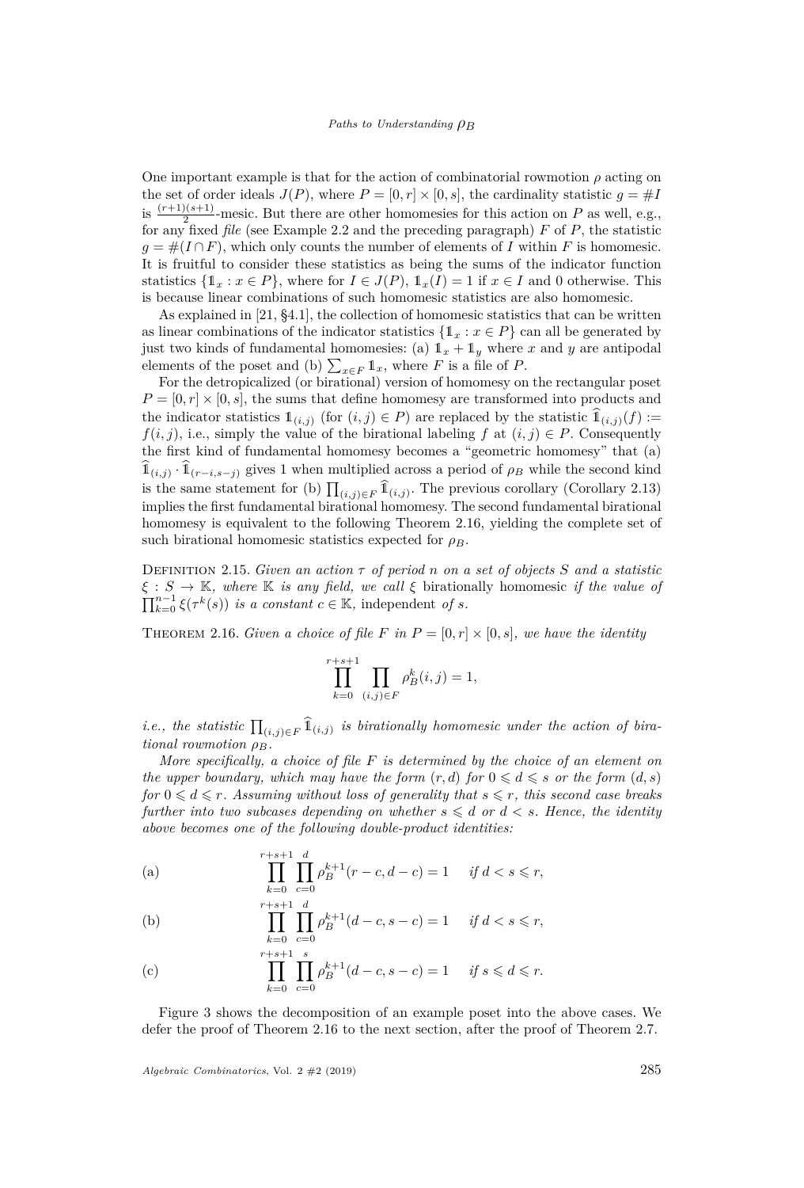One important example is that for the action of combinatorial rowmotion $\rho$ acting on the set of order ideals $J(P)$, where $P = [0, r] \times [0, s]$, the cardinality statistic $g = \#I$ is $\frac{(r+1)(s+1)}{2}$-mesic. But there are other homomesies for this action on $P$ as well, e.g., for any fixed *file* (see Example 2.2 and the preceding paragraph) $F$ of $P$, the statistic $g = \#(I \cap F)$, which only counts the number of elements of $I$ within $F$ is homomesic. It is fruitful to consider these statistics as being the sums of the indicator function statistics $\{\mathbb{1}_x : x \in P\}$, where for $I \in J(P)$, $\mathbb{1}_x(I) = 1$ if $x \in I$ and 0 otherwise. This is because linear combinations of such homomesic statistics are also homomesic.

As explained in [21, §4.1], the collection of homomesic statistics that can be written as linear combinations of the indicator statistics $\{\mathbb{1}_x : x \in P\}$ can all be generated by just two kinds of fundamental homomesies: (a) $\mathbb{1}_x + \mathbb{1}_y$ where $x$ and $y$ are antipodal elements of the poset and (b) $\sum_{x \in F} \mathbb{1}_x$, where $F$ is a file of $P$.

For the detropicalized (or birational) version of homomesy on the rectangular poset $P = [0, r] \times [0, s]$, the sums that define homomesy are transformed into products and the indicator statistics $\mathbb{1}_{(i,j)}$ (for $(i, j) \in P$) are replaced by the statistic $\widehat{\mathbb{1}}_{(i,j)}(f) := f(i, j)$, i.e., simply the value of the birational labeling $f$ at $(i, j) \in P$. Consequently the first kind of fundamental homomesy becomes a "geometric homomesy" that (a) $\widehat{\mathbb{1}}_{(i,j)} \cdot \widehat{\mathbb{1}}_{(r-i,s-j)}$ gives 1 when multiplied across a period of $\rho_B$ while the second kind is the same statement for (b) $\prod_{(i,j) \in F} \widehat{\mathbb{1}}_{(i,j)}$. The previous corollary (Corollary 2.13) implies the first fundamental birational homomesy. The second fundamental birational homomesy is equivalent to the following Theorem 2.16, yielding the complete set of such birational homomesic statistics expected for $\rho_B$.

Definition 2.15. *Given an action $\tau$ of period $n$ on a set of objects $S$ and a statistic $\xi : S \to \mathbb{K}$, where $\mathbb{K}$ is any field, we call $\xi$* birationally homomesic *if the value of $\prod_{k=0}^{n-1} \xi(\tau^k(s))$ is a constant $c \in \mathbb{K}$,* independent *of $s$.*

Theorem 2.16. *Given a choice of file $F$ in $P = [0, r] \times [0, s]$, we have the identity*

$$\prod_{k=0}^{r+s+1} \prod_{(i,j) \in F} \rho_B^k(i, j) = 1,$$

*i.e., the statistic $\prod_{(i,j) \in F} \widehat{\mathbb{1}}_{(i,j)}$ is birationally homomesic under the action of birational rowmotion $\rho_B$.*

*More specifically, a choice of file $F$ is determined by the choice of an element on the upper boundary, which may have the form $(r, d)$ for $0 \leqslant d \leqslant s$ or the form $(d, s)$ for $0 \leqslant d \leqslant r$. Assuming without loss of generality that $s \leqslant r$, this second case breaks further into two subcases depending on whether $s \leqslant d$ or $d < s$. Hence, the identity above becomes one of the following double-product identities:*

$$\text{(a)} \qquad \prod_{k=0}^{r+s+1} \prod_{c=0}^{d} \rho_B^{k+1}(r - c, d - c) = 1 \quad \text{if } d < s \leqslant r,$$

$$\text{(b)} \qquad \prod_{k=0}^{r+s+1} \prod_{c=0}^{d} \rho_B^{k+1}(d - c, s - c) = 1 \quad \text{if } d < s \leqslant r,$$

$$\text{(c)} \qquad \prod_{k=0}^{r+s+1} \prod_{c=0}^{s} \rho_B^{k+1}(d - c, s - c) = 1 \quad \text{if } s \leqslant d \leqslant r.$$

Figure 3 shows the decomposition of an example poset into the above cases. We defer the proof of Theorem 2.16 to the next section, after the proof of Theorem 2.7.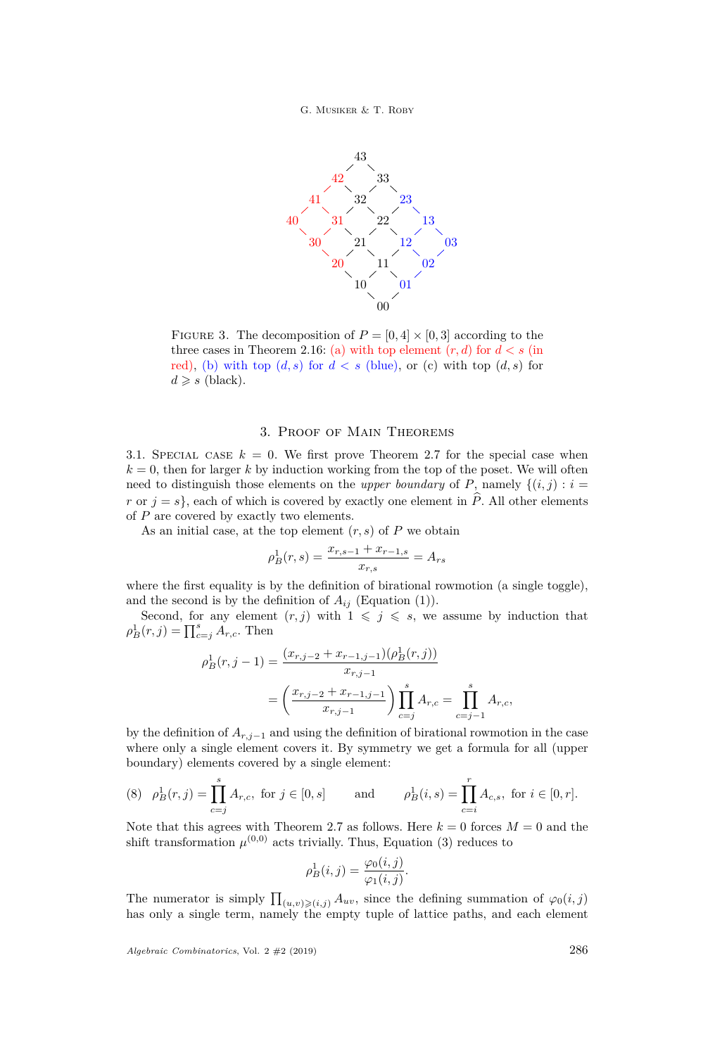FIGURE 3. The decomposition of $P = [0,4] \times [0,3]$ according to the three cases in Theorem 2.16: (a) with top element $(r,d)$ for $d < s$ (in red), (b) with top $(d,s)$ for $d < s$ (blue), or (c) with top $(d,s)$ for $d \geqslant s$ (black).

## 3. Proof of Main Theorems

3.1. Special case $k = 0$. We first prove Theorem 2.7 for the special case when $k = 0$, then for larger $k$ by induction working from the top of the poset. We will often need to distinguish those elements on the *upper boundary* of $P$, namely $\{(i,j) : i = r \text{ or } j = s\}$, each of which is covered by exactly one element in $\widehat{P}$. All other elements of $P$ are covered by exactly two elements.

As an initial case, at the top element $(r,s)$ of $P$ we obtain

$$\rho_B^1(r,s) = \frac{x_{r,s-1} + x_{r-1,s}}{x_{r,s}} = A_{rs}$$

where the first equality is by the definition of birational rowmotion (a single toggle), and the second is by the definition of $A_{ij}$ (Equation (1)).

Second, for any element $(r,j)$ with $1 \leqslant j \leqslant s$, we assume by induction that $\rho_B^1(r,j) = \prod_{c=j}^{s} A_{r,c}$. Then

$$\begin{aligned}
\rho_B^1(r,j-1) &= \frac{(x_{r,j-2} + x_{r-1,j-1})(\rho_B^1(r,j))}{x_{r,j-1}} \\
&= \left(\frac{x_{r,j-2} + x_{r-1,j-1}}{x_{r,j-1}}\right)\prod_{c=j}^{s} A_{r,c} = \prod_{c=j-1}^{s} A_{r,c},
\end{aligned}$$

by the definition of $A_{r,j-1}$ and using the definition of birational rowmotion in the case where only a single element covers it. By symmetry we get a formula for all (upper boundary) elements covered by a single element:

$$\rho_B^1(r,j) = \prod_{c=j}^{s} A_{r,c}, \text{ for } j \in [0,s] \qquad \text{and} \qquad \rho_B^1(i,s) = \prod_{c=i}^{r} A_{c,s}, \text{ for } i \in [0,r]. \tag{8}$$

Note that this agrees with Theorem 2.7 as follows. Here $k = 0$ forces $M = 0$ and the shift transformation $\mu^{(0,0)}$ acts trivially. Thus, Equation (3) reduces to

$$\rho_B^1(i,j) = \frac{\varphi_0(i,j)}{\varphi_1(i,j)}.$$

The numerator is simply $\prod_{(u,v) \geqslant (i,j)} A_{uv}$, since the defining summation of $\varphi_0(i,j)$ has only a single term, namely the empty tuple of lattice paths, and each element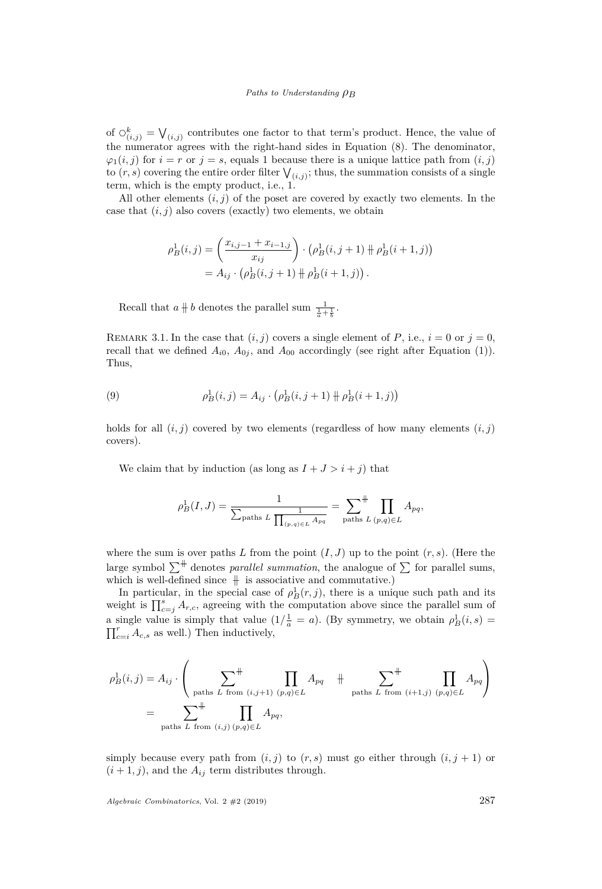of $\circ^k_{(i,j)} = \bigvee_{(i,j)}$ contributes one factor to that term's product. Hence, the value of the numerator agrees with the right-hand sides in Equation (8). The denominator, $\varphi_1(i,j)$ for $i = r$ or $j = s$, equals 1 because there is a unique lattice path from $(i,j)$ to $(r,s)$ covering the entire order filter $\bigvee_{(i,j)}$; thus, the summation consists of a single term, which is the empty product, i.e., 1.

All other elements $(i,j)$ of the poset are covered by exactly two elements. In the case that $(i,j)$ also covers (exactly) two elements, we obtain

$$\begin{aligned}\rho^1_B(i,j) &= \left(\frac{x_{i,j-1} + x_{i-1,j}}{x_{ij}}\right) \cdot \left(\rho^1_B(i,j+1) \mathbin{+\!\!\!\!+} \rho^1_B(i+1,j)\right)\\ &= A_{ij} \cdot \left(\rho^1_B(i,j+1) \mathbin{+\!\!\!\!+} \rho^1_B(i+1,j)\right).\end{aligned}$$

Recall that $a \mathbin{+\!\!\!\!+} b$ denotes the parallel sum $\frac{1}{\frac{1}{a}+\frac{1}{b}}$.

Remark 3.1. In the case that $(i,j)$ covers a single element of $P$, i.e., $i = 0$ or $j = 0$, recall that we defined $A_{i0}$, $A_{0j}$, and $A_{00}$ accordingly (see right after Equation (1)). Thus,

$$\rho^1_B(i,j) = A_{ij} \cdot \left(\rho^1_B(i,j+1) \mathbin{+\!\!\!\!+} \rho^1_B(i+1,j)\right) \tag{9}$$

holds for all $(i,j)$ covered by two elements (regardless of how many elements $(i,j)$ covers).

We claim that by induction (as long as $I + J > i + j$) that

$$\rho^1_B(I,J) = \frac{1}{\sum_{\text{paths } L} \frac{1}{\prod_{(p,q)\in L} A_{pq}}} = \sum_{\text{paths } L}^{\mathbin{+\!\!\!\!+}} \prod_{(p,q)\in L} A_{pq},$$

where the sum is over paths $L$ from the point $(I,J)$ up to the point $(r,s)$. (Here the large symbol $\sum^{\mathbin{+\!\!\!\!+}}$ denotes *parallel summation*, the analogue of $\sum$ for parallel sums, which is well-defined since $\mathbin{+\!\!\!\!+}$ is associative and commutative.)

In particular, in the special case of $\rho^1_B(r,j)$, there is a unique such path and its weight is $\prod_{c=j}^{s} A_{r,c}$, agreeing with the computation above since the parallel sum of a single value is simply that value ($1/\frac{1}{a} = a$). (By symmetry, we obtain $\rho^1_B(i,s) = \prod_{c=i}^{r} A_{c,s}$ as well.) Then inductively,

$$\begin{aligned}\rho^1_B(i,j) &= A_{ij} \cdot \left( \sum_{\text{paths } L \text{ from } (i,j+1)}^{\mathbin{+\!\!\!\!+}} \prod_{(p,q)\in L} A_{pq} \mathbin{+\!\!\!\!+} \sum_{\text{paths } L \text{ from } (i+1,j)}^{\mathbin{+\!\!\!\!+}} \prod_{(p,q)\in L} A_{pq} \right)\\ &= \sum_{\text{paths } L \text{ from } (i,j)}^{\mathbin{+\!\!\!\!+}} \prod_{(p,q)\in L} A_{pq},\end{aligned}$$

simply because every path from $(i,j)$ to $(r,s)$ must go either through $(i,j+1)$ or $(i+1,j)$, and the $A_{ij}$ term distributes through.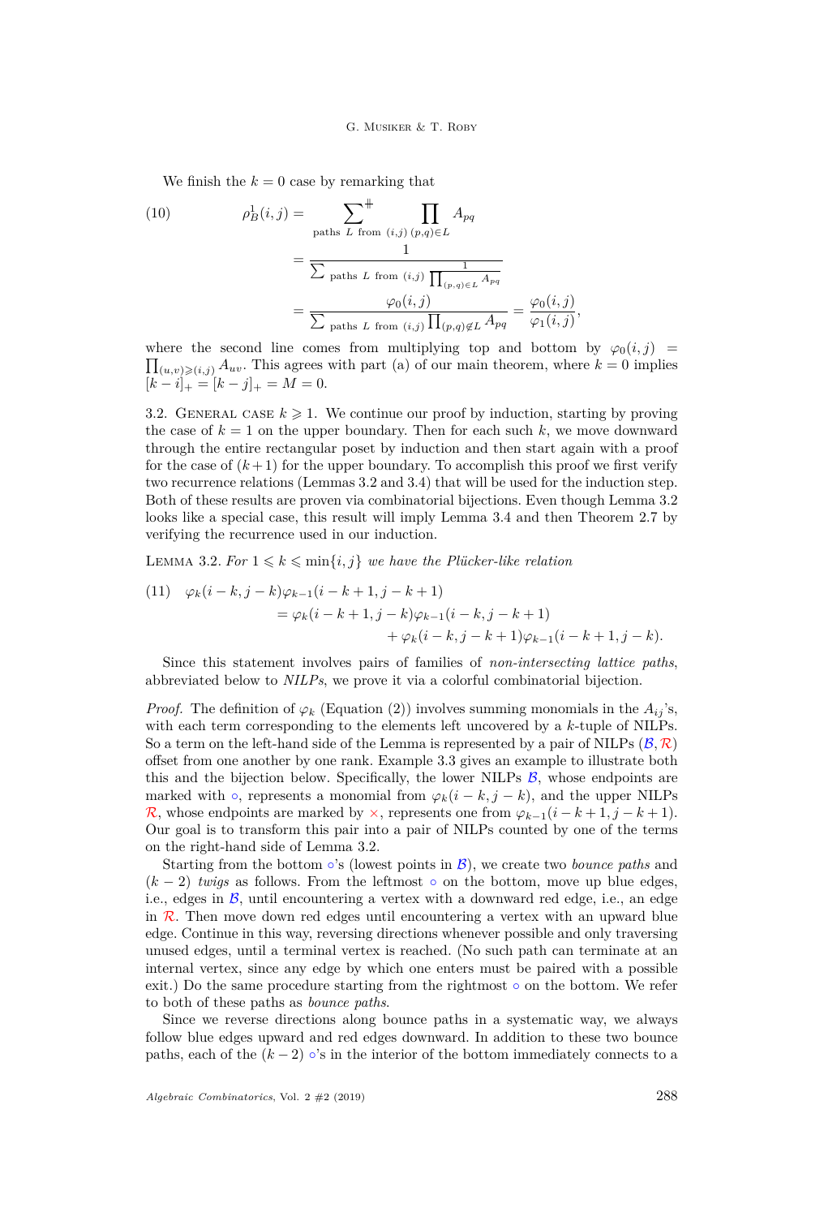We finish the $k=0$ case by remarking that

$$
\begin{aligned}
\rho_B^1(i,j) &= \sum_{\text{paths } L \text{ from } (i,j)}^{\#} \prod_{(p,q)\in L} A_{pq} \\
&= \frac{1}{\sum_{\text{paths } L \text{ from } (i,j)} \frac{1}{\prod_{(p,q)\in L} A_{pq}}} \\
&= \frac{\varphi_0(i,j)}{\sum_{\text{paths } L \text{ from } (i,j)} \prod_{(p,q)\notin L} A_{pq}} = \frac{\varphi_0(i,j)}{\varphi_1(i,j)},
\end{aligned} \tag{10}
$$

where the second line comes from multiplying top and bottom by $\varphi_0(i,j) = \prod_{(u,v)\geqslant(i,j)} A_{uv}$. This agrees with part (a) of our main theorem, where $k=0$ implies $[k-i]_+ = [k-j]_+ = M = 0$.

## 3.2. General case $k \geqslant 1$.

We continue our proof by induction, starting by proving the case of $k=1$ on the upper boundary. Then for each such $k$, we move downward through the entire rectangular poset by induction and then start again with a proof for the case of $(k+1)$ for the upper boundary. To accomplish this proof we first verify two recurrence relations (Lemmas 3.2 and 3.4) that will be used for the induction step. Both of these results are proven via combinatorial bijections. Even though Lemma 3.2 looks like a special case, this result will imply Lemma 3.4 and then Theorem 2.7 by verifying the recurrence used in our induction.

Lemma 3.2. *For $1 \leqslant k \leqslant \min\{i,j\}$ we have the Plücker-like relation*

$$
\begin{aligned}
&\varphi_k(i-k, j-k)\varphi_{k-1}(i-k+1, j-k+1) \\
&\qquad = \varphi_k(i-k+1, j-k)\varphi_{k-1}(i-k, j-k+1) \\
&\qquad\quad + \varphi_k(i-k, j-k+1)\varphi_{k-1}(i-k+1, j-k).
\end{aligned} \tag{11}
$$

Since this statement involves pairs of families of *non-intersecting lattice paths*, abbreviated below to *NILPs*, we prove it via a colorful combinatorial bijection.

*Proof.* The definition of $\varphi_k$ (Equation (2)) involves summing monomials in the $A_{ij}$'s, with each term corresponding to the elements left uncovered by a $k$-tuple of NILPs. So a term on the left-hand side of the Lemma is represented by a pair of NILPs $(\mathcal{B}, \mathcal{R})$ offset from one another by one rank. Example 3.3 gives an example to illustrate both this and the bijection below. Specifically, the lower NILPs $\mathcal{B}$, whose endpoints are marked with $\circ$, represents a monomial from $\varphi_k(i-k, j-k)$, and the upper NILPs $\mathcal{R}$, whose endpoints are marked by $\times$, represents one from $\varphi_{k-1}(i-k+1, j-k+1)$. Our goal is to transform this pair into a pair of NILPs counted by one of the terms on the right-hand side of Lemma 3.2.

Starting from the bottom $\circ$'s (lowest points in $\mathcal{B}$), we create two *bounce paths* and $(k-2)$ *twigs* as follows. From the leftmost $\circ$ on the bottom, move up blue edges, i.e., edges in $\mathcal{B}$, until encountering a vertex with a downward red edge, i.e., an edge in $\mathcal{R}$. Then move down red edges until encountering a vertex with an upward blue edge. Continue in this way, reversing directions whenever possible and only traversing unused edges, until a terminal vertex is reached. (No such path can terminate at an internal vertex, since any edge by which one enters must be paired with a possible exit.) Do the same procedure starting from the rightmost $\circ$ on the bottom. We refer to both of these paths as *bounce paths*.

Since we reverse directions along bounce paths in a systematic way, we always follow blue edges upward and red edges downward. In addition to these two bounce paths, each of the $(k-2)$ $\circ$'s in the interior of the bottom immediately connects to a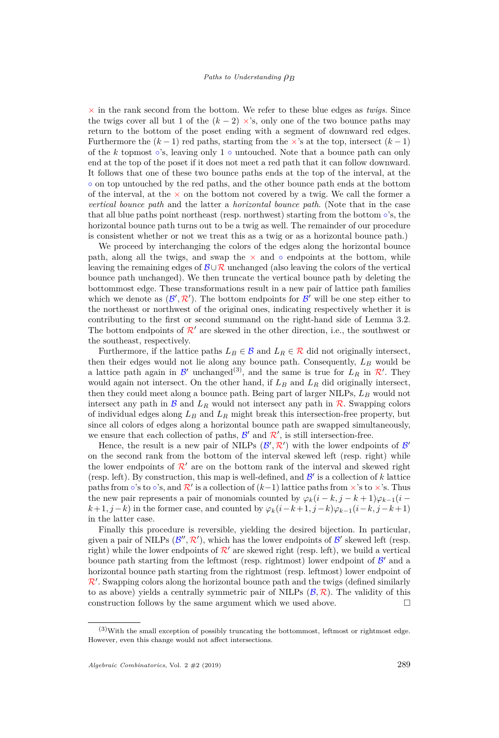$\times$ in the rank second from the bottom. We refer to these blue edges as *twigs*. Since the twigs cover all but 1 of the $(k-2)$ $\times$'s, only one of the two bounce paths may return to the bottom of the poset ending with a segment of downward red edges. Furthermore the $(k-1)$ red paths, starting from the $\times$'s at the top, intersect $(k-1)$ of the $k$ topmost $\circ$'s, leaving only 1 $\circ$ untouched. Note that a bounce path can only end at the top of the poset if it does not meet a red path that it can follow downward. It follows that one of these two bounce paths ends at the top of the interval, at the $\circ$ on top untouched by the red paths, and the other bounce path ends at the bottom of the interval, at the $\times$ on the bottom not covered by a twig. We call the former a *vertical bounce path* and the latter a *horizontal bounce path*. (Note that in the case that all blue paths point northeast (resp. northwest) starting from the bottom $\circ$'s, the horizontal bounce path turns out to be a twig as well. The remainder of our procedure is consistent whether or not we treat this as a twig or as a horizontal bounce path.)

We proceed by interchanging the colors of the edges along the horizontal bounce path, along all the twigs, and swap the $\times$ and $\circ$ endpoints at the bottom, while leaving the remaining edges of $\mathcal{B}\cup\mathcal{R}$ unchanged (also leaving the colors of the vertical bounce path unchanged). We then truncate the vertical bounce path by deleting the bottommost edge. These transformations result in a new pair of lattice path families which we denote as $(\mathcal{B}',\mathcal{R}')$. The bottom endpoints for $\mathcal{B}'$ will be one step either to the northeast or northwest of the original ones, indicating respectively whether it is contributing to the first or second summand on the right-hand side of Lemma 3.2. The bottom endpoints of $\mathcal{R}'$ are skewed in the other direction, i.e., the southwest or the southeast, respectively.

Furthermore, if the lattice paths $L_B \in \mathcal{B}$ and $L_R \in \mathcal{R}$ did not originally intersect, then their edges would not lie along any bounce path. Consequently, $L_B$ would be a lattice path again in $\mathcal{B}'$ unchanged[(3)], and the same is true for $L_R$ in $\mathcal{R}'$. They would again not intersect. On the other hand, if $L_B$ and $L_R$ did originally intersect, then they could meet along a bounce path. Being part of larger NILPs, $L_B$ would not intersect any path in $\mathcal{B}$ and $L_R$ would not intersect any path in $\mathcal{R}$. Swapping colors of individual edges along $L_B$ and $L_R$ might break this intersection-free property, but since all colors of edges along a horizontal bounce path are swapped simultaneously, we ensure that each collection of paths, $\mathcal{B}'$ and $\mathcal{R}'$, is still intersection-free.

Hence, the result is a new pair of NILPs $(\mathcal{B}',\mathcal{R}')$ with the lower endpoints of $\mathcal{B}'$ on the second rank from the bottom of the interval skewed left (resp. right) while the lower endpoints of $\mathcal{R}'$ are on the bottom rank of the interval and skewed right (resp. left). By construction, this map is well-defined, and $\mathcal{B}'$ is a collection of $k$ lattice paths from $\circ$'s to $\circ$'s, and $\mathcal{R}'$ is a collection of $(k-1)$ lattice paths from $\times$'s to $\times$'s. Thus the new pair represents a pair of monomials counted by $\varphi_k(i-k,j-k+1)\varphi_{k-1}(i-k+1,j-k)$ in the former case, and counted by $\varphi_k(i-k+1,j-k)\varphi_{k-1}(i-k,j-k+1)$ in the latter case.

Finally this procedure is reversible, yielding the desired bijection. In particular, given a pair of NILPs $(\mathcal{B}'',\mathcal{R}')$, which has the lower endpoints of $\mathcal{B}'$ skewed left (resp. right) while the lower endpoints of $\mathcal{R}'$ are skewed right (resp. left), we build a vertical bounce path starting from the leftmost (resp. rightmost) lower endpoint of $\mathcal{B}'$ and a horizontal bounce path starting from the rightmost (resp. leftmost) lower endpoint of $\mathcal{R}'$. Swapping colors along the horizontal bounce path and the twigs (defined similarly to as above) yields a centrally symmetric pair of NILPs $(\mathcal{B},\mathcal{R})$. The validity of this construction follows by the same argument which we used above. □

---

[(3)] With the small exception of possibly truncating the bottommost, leftmost or rightmost edge. However, even this change would not affect intersections.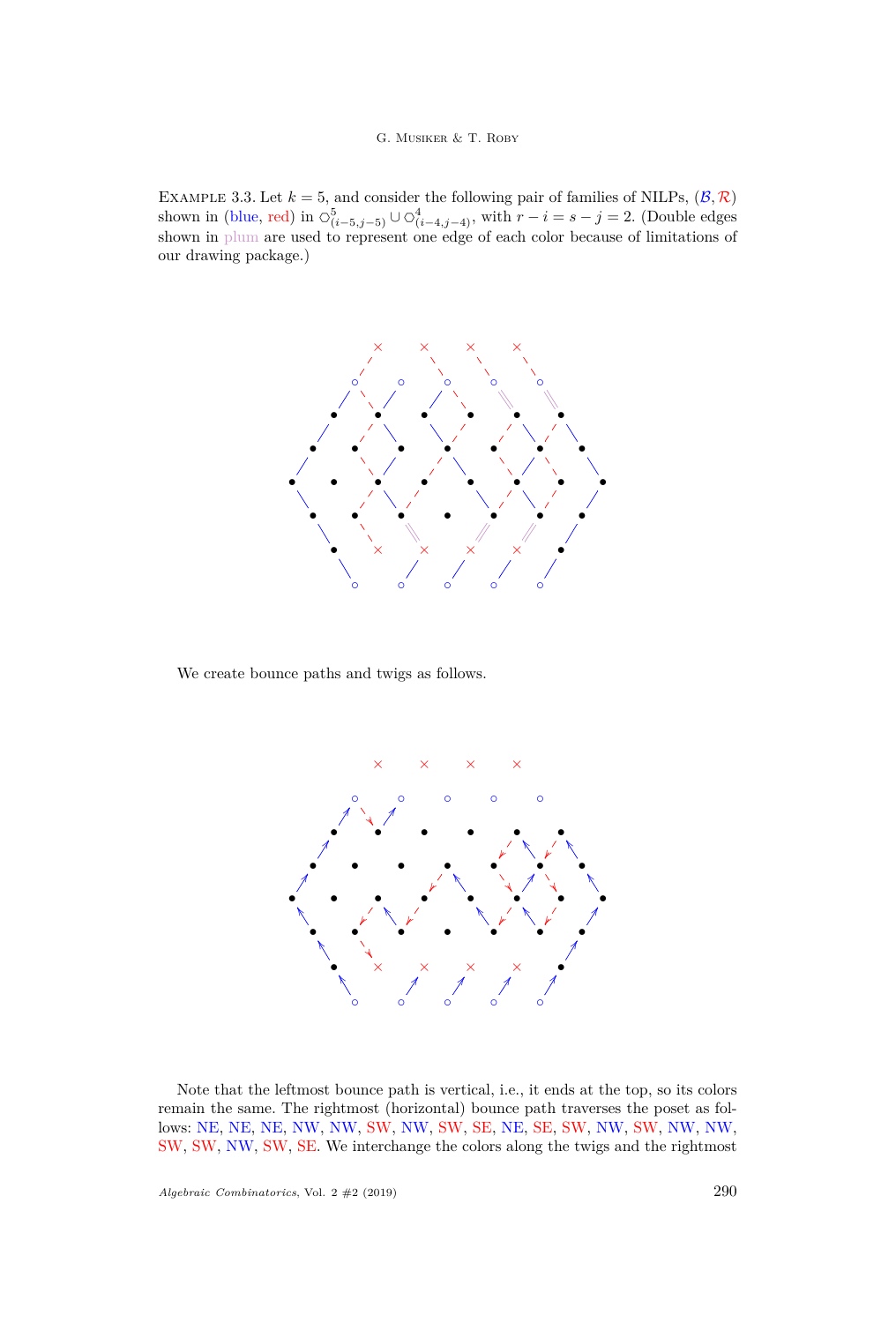Example 3.3. Let $k = 5$, and consider the following pair of families of NILPs, $(\mathcal{B}, \mathcal{R})$ shown in (blue, red) in $\circ^5_{(i-5,j-5)} \cup \circ^4_{(i-4,j-4)}$, with $r - i = s - j = 2$. (Double edges shown in plum are used to represent one edge of each color because of limitations of our drawing package.)

We create bounce paths and twigs as follows.

Note that the leftmost bounce path is vertical, i.e., it ends at the top, so its colors remain the same. The rightmost (horizontal) bounce path traverses the poset as follows: NE, NE, NE, NW, NW, SW, NW, SW, SE, NE, SE, SW, NW, SW, NW, NW, SW, SW, NW, SW, SE. We interchange the colors along the twigs and the rightmost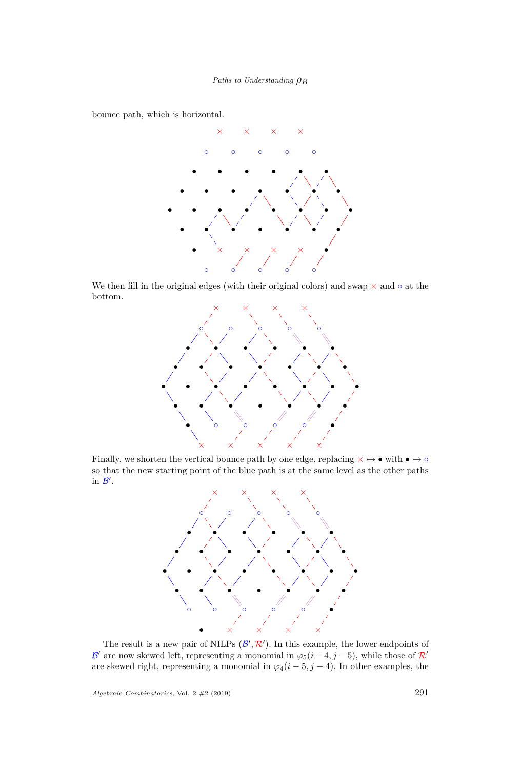bounce path, which is horizontal.

We then fill in the original edges (with their original colors) and swap $\times$ and $\circ$ at the bottom.

Finally, we shorten the vertical bounce path by one edge, replacing $\times \mapsto \bullet$ with $\bullet \mapsto \circ$ so that the new starting point of the blue path is at the same level as the other paths in $\mathcal{B}'$.

The result is a new pair of NILPs $(\mathcal{B}', \mathcal{R}')$. In this example, the lower endpoints of $\mathcal{B}'$ are now skewed left, representing a monomial in $\varphi_5(i-4, j-5)$, while those of $\mathcal{R}'$ are skewed right, representing a monomial in $\varphi_4(i-5, j-4)$. In other examples, the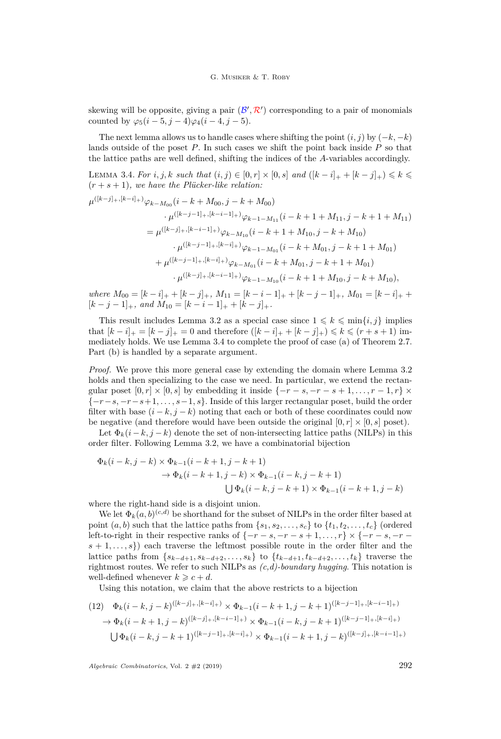skewing will be opposite, giving a pair $(\mathcal{B}', \mathcal{R}')$ corresponding to a pair of monomials counted by $\varphi_5(i-5, j-4)\varphi_4(i-4, j-5)$.

The next lemma allows us to handle cases where shifting the point $(i,j)$ by $(-k,-k)$ lands outside of the poset $P$. In such cases we shift the point back inside $P$ so that the lattice paths are well defined, shifting the indices of the $A$-variables accordingly.

Lemma 3.4. *For $i,j,k$ such that $(i,j) \in [0,r] \times [0,s]$ and $([k-i]_+ + [k-j]_+) \leqslant k \leqslant (r+s+1)$, we have the Plücker-like relation:*

$$
\begin{aligned}
\mu^{([k-j]_+,[k-i]_+)}&\varphi_{k-M_{00}}(i-k+M_{00}, j-k+M_{00}) \\
&\cdot \mu^{([k-j-1]_+,[k-i-1]_+)}\varphi_{k-1-M_{11}}(i-k+1+M_{11}, j-k+1+M_{11}) \\
= \mu^{([k-j]_+,[k-i-1]_+)}&\varphi_{k-M_{10}}(i-k+1+M_{10}, j-k+M_{10}) \\
&\cdot \mu^{([k-j-1]_+,[k-i]_+)}\varphi_{k-1-M_{01}}(i-k+M_{01}, j-k+1+M_{01}) \\
+ \mu^{([k-j-1]_+,[k-i]_+)}&\varphi_{k-M_{01}}(i-k+M_{01}, j-k+1+M_{01}) \\
&\cdot \mu^{([k-j]_+,[k-i-1]_+)}\varphi_{k-1-M_{10}}(i-k+1+M_{10}, j-k+M_{10}),
\end{aligned}
$$

*where $M_{00} = [k-i]_+ + [k-j]_+$, $M_{11} = [k-i-1]_+ + [k-j-1]_+$, $M_{01} = [k-i]_+ + [k-j-1]_+$, and $M_{10} = [k-i-1]_+ + [k-j]_+$.*

This result includes Lemma 3.2 as a special case since $1 \leqslant k \leqslant \min\{i,j\}$ implies that $[k-i]_+ = [k-j]_+ = 0$ and therefore $([k-i]_+ + [k-j]_+) \leqslant k \leqslant (r+s+1)$ immediately holds. We use Lemma 3.4 to complete the proof of case (a) of Theorem 2.7. Part (b) is handled by a separate argument.

*Proof.* We prove this more general case by extending the domain where Lemma 3.2 holds and then specializing to the case we need. In particular, we extend the rectangular poset $[0,r] \times [0,s]$ by embedding it inside $\{-r-s, -r-s+1, \ldots, r-1, r\} \times \{-r-s, -r-s+1, \ldots, s-1, s\}$. Inside of this larger rectangular poset, build the order filter with base $(i-k, j-k)$ noting that each or both of these coordinates could now be negative (and therefore would have been outside the original $[0,r] \times [0,s]$ poset).

Let $\Phi_k(i-k, j-k)$ denote the set of non-intersecting lattice paths (NILPs) in this order filter. Following Lemma 3.2, we have a combinatorial bijection

$$
\begin{aligned}
\Phi_k(i-k, j-k) \times \Phi_{k-1}&(i-k+1, j-k+1) \\
&\to \Phi_k(i-k+1, j-k) \times \Phi_{k-1}(i-k, j-k+1) \\
&\qquad \bigcup \Phi_k(i-k, j-k+1) \times \Phi_{k-1}(i-k+1, j-k)
\end{aligned}
$$

where the right-hand side is a disjoint union.

We let $\Phi_k(a,b)^{(c,d)}$ be shorthand for the subset of NILPs in the order filter based at point $(a,b)$ such that the lattice paths from $\{s_1, s_2, \ldots, s_c\}$ to $\{t_1, t_2, \ldots, t_c\}$ (ordered left-to-right in their respective ranks of $\{-r-s, -r-s+1, \ldots, r\} \times \{-r-s, -r-s+1, \ldots, s\}$) each traverse the leftmost possible route in the order filter and the lattice paths from $\{s_{k-d+1}, s_{k-d+2}, \ldots, s_k\}$ to $\{t_{k-d+1}, t_{k-d+2}, \ldots, t_k\}$ traverse the rightmost routes. We refer to such NILPs as *(c,d)-boundary hugging*. This notation is well-defined whenever $k \geqslant c+d$.

Using this notation, we claim that the above restricts to a bijection

$$
\begin{aligned}
(12) \quad &\Phi_k(i-k, j-k)^{([k-j]_+,[k-i]_+)} \times \Phi_{k-1}(i-k+1, j-k+1)^{([k-j-1]_+,[k-i-1]_+)} \\
&\to \Phi_k(i-k+1, j-k)^{([k-j]_+,[k-i-1]_+)} \times \Phi_{k-1}(i-k, j-k+1)^{([k-j-1]_+,[k-i]_+)} \\
&\bigcup \Phi_k(i-k, j-k+1)^{([k-j-1]_+,[k-i]_+)} \times \Phi_{k-1}(i-k+1, j-k)^{([k-j]_+,[k-i-1]_+)}
\end{aligned}
$$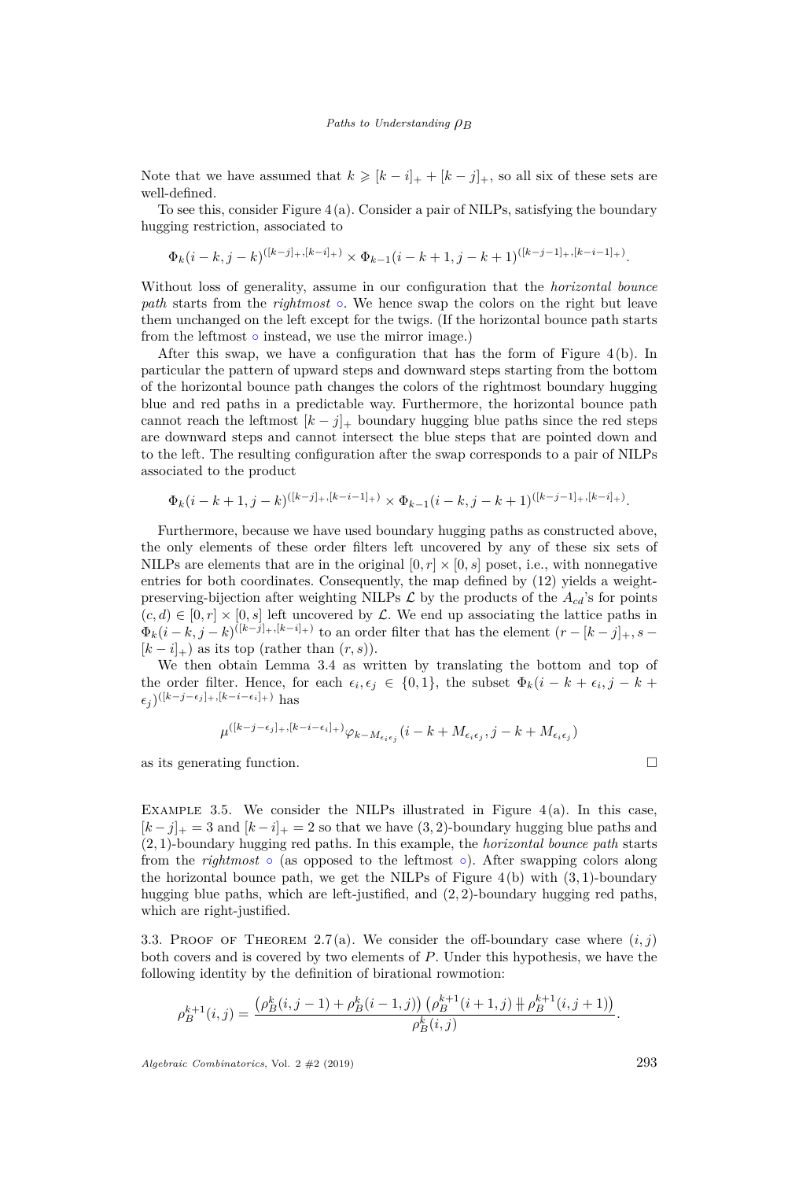Note that we have assumed that $k \geqslant [k-i]_+ + [k-j]_+$, so all six of these sets are well-defined.

To see this, consider Figure 4 (a). Consider a pair of NILPs, satisfying the boundary hugging restriction, associated to

$$\Phi_k(i-k, j-k)^{([k-j]_+,[k-i]_+)} \times \Phi_{k-1}(i-k+1, j-k+1)^{([k-j-1]_+,[k-i-1]_+)}.$$

Without loss of generality, assume in our configuration that the *horizontal bounce path* starts from the *rightmost* $\circ$. We hence swap the colors on the right but leave them unchanged on the left except for the twigs. (If the horizontal bounce path starts from the leftmost $\circ$ instead, we use the mirror image.)

After this swap, we have a configuration that has the form of Figure 4 (b). In particular the pattern of upward steps and downward steps starting from the bottom of the horizontal bounce path changes the colors of the rightmost boundary hugging blue and red paths in a predictable way. Furthermore, the horizontal bounce path cannot reach the leftmost $[k-j]_+$ boundary hugging blue paths since the red steps are downward steps and cannot intersect the blue steps that are pointed down and to the left. The resulting configuration after the swap corresponds to a pair of NILPs associated to the product

$$\Phi_k(i-k+1, j-k)^{([k-j]_+,[k-i-1]_+)} \times \Phi_{k-1}(i-k, j-k+1)^{([k-j-1]_+,[k-i]_+)}.$$

Furthermore, because we have used boundary hugging paths as constructed above, the only elements of these order filters left uncovered by any of these six sets of NILPs are elements that are in the original $[0,r]\times[0,s]$ poset, i.e., with nonnegative entries for both coordinates. Consequently, the map defined by (12) yields a weight-preserving-bijection after weighting NILPs $\mathcal{L}$ by the products of the $A_{cd}$'s for points $(c,d)\in[0,r]\times[0,s]$ left uncovered by $\mathcal{L}$. We end up associating the lattice paths in $\Phi_k(i-k, j-k)^{([k-j]_+,[k-i]_+)}$ to an order filter that has the element $(r-[k-j]_+, s-[k-i]_+)$ as its top (rather than $(r,s)$).

We then obtain Lemma 3.4 as written by translating the bottom and top of the order filter. Hence, for each $\epsilon_i,\epsilon_j\in\{0,1\}$, the subset $\Phi_k(i-k+\epsilon_i, j-k+\epsilon_j)^{([k-j-\epsilon_j]_+,[k-i-\epsilon_i]_+)}$ has

$$\mu^{([k-j-\epsilon_j]_+,[k-i-\epsilon_i]_+)}\varphi_{k-M_{\epsilon_i\epsilon_j}}(i-k+M_{\epsilon_i\epsilon_j}, j-k+M_{\epsilon_i\epsilon_j})$$

as its generating function. $\square$

Example 3.5. We consider the NILPs illustrated in Figure 4 (a). In this case, $[k-j]_+=3$ and $[k-i]_+=2$ so that we have $(3,2)$-boundary hugging blue paths and $(2,1)$-boundary hugging red paths. In this example, the *horizontal bounce path* starts from the *rightmost* $\circ$ (as opposed to the leftmost $\circ$). After swapping colors along the horizontal bounce path, we get the NILPs of Figure 4 (b) with $(3,1)$-boundary hugging blue paths, which are left-justified, and $(2,2)$-boundary hugging red paths, which are right-justified.

3.3. Proof of Theorem 2.7 (a). We consider the off-boundary case where $(i,j)$ both covers and is covered by two elements of $P$. Under this hypothesis, we have the following identity by the definition of birational rowmotion:

$$\rho_B^{k+1}(i,j) = \frac{\left(\rho_B^k(i,j-1)+\rho_B^k(i-1,j)\right)\left(\rho_B^{k+1}(i+1,j) \mathbin{\#} \rho_B^{k+1}(i,j+1)\right)}{\rho_B^k(i,j)}.$$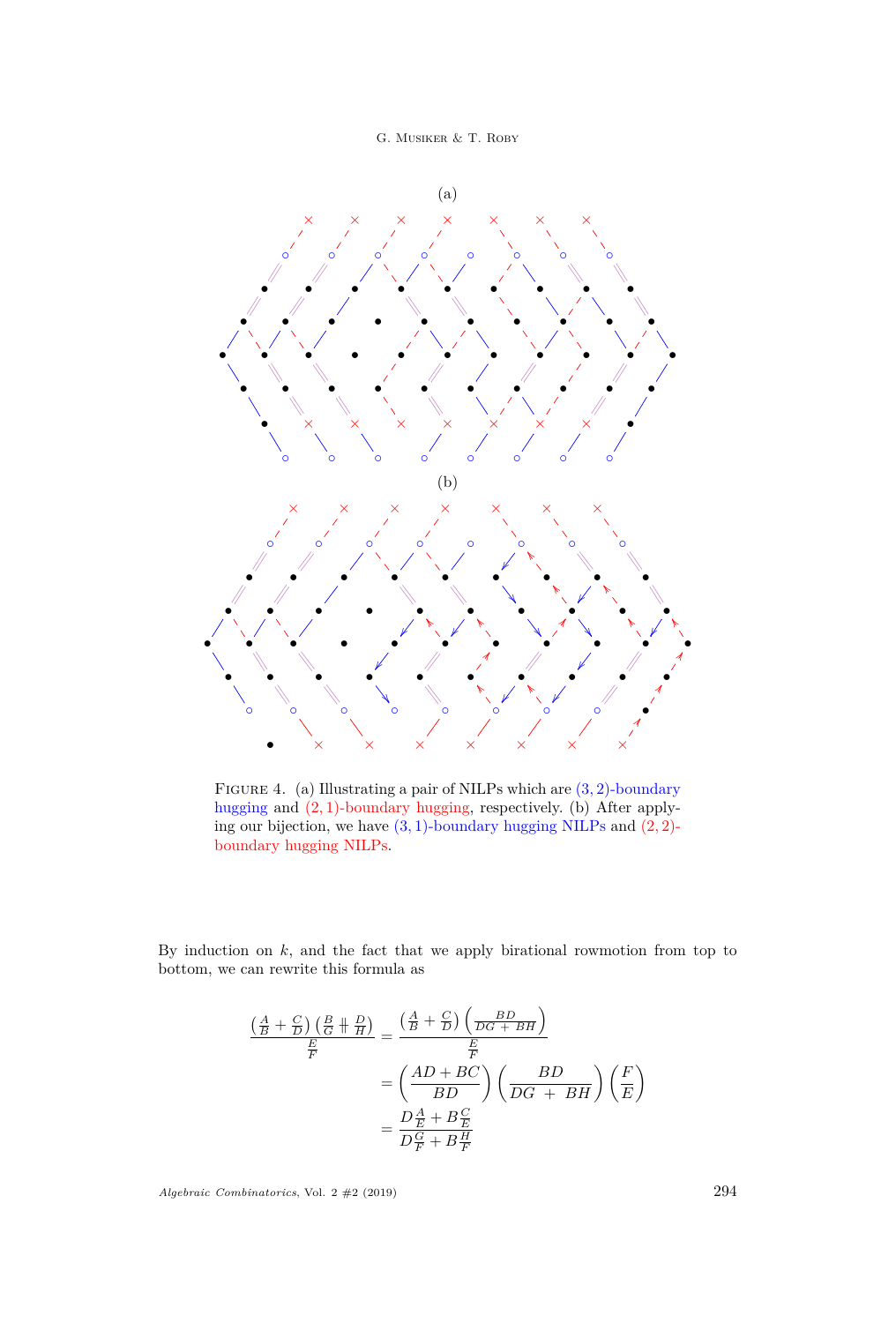(a)

(b)

Figure 4. (a) Illustrating a pair of NILPs which are $(3,2)$-boundary hugging and $(2,1)$-boundary hugging, respectively. (b) After applying our bijection, we have $(3,1)$-boundary hugging NILPs and $(2,2)$-boundary hugging NILPs.

By induction on $k$, and the fact that we apply birational rowmotion from top to bottom, we can rewrite this formula as

$$
\begin{aligned}
\frac{\left(\frac{A}{B}+\frac{C}{D}\right)\left(\frac{B}{G}\parallel\frac{D}{H}\right)}{\frac{E}{F}} &= \frac{\left(\frac{A}{B}+\frac{C}{D}\right)\left(\frac{BD}{DG\,+\,BH}\right)}{\frac{E}{F}} \\
&= \left(\frac{AD+BC}{BD}\right)\left(\frac{BD}{DG\ +\ BH}\right)\left(\frac{F}{E}\right) \\
&= \frac{D\frac{A}{E}+B\frac{C}{E}}{D\frac{G}{F}+B\frac{H}{F}}
\end{aligned}
$$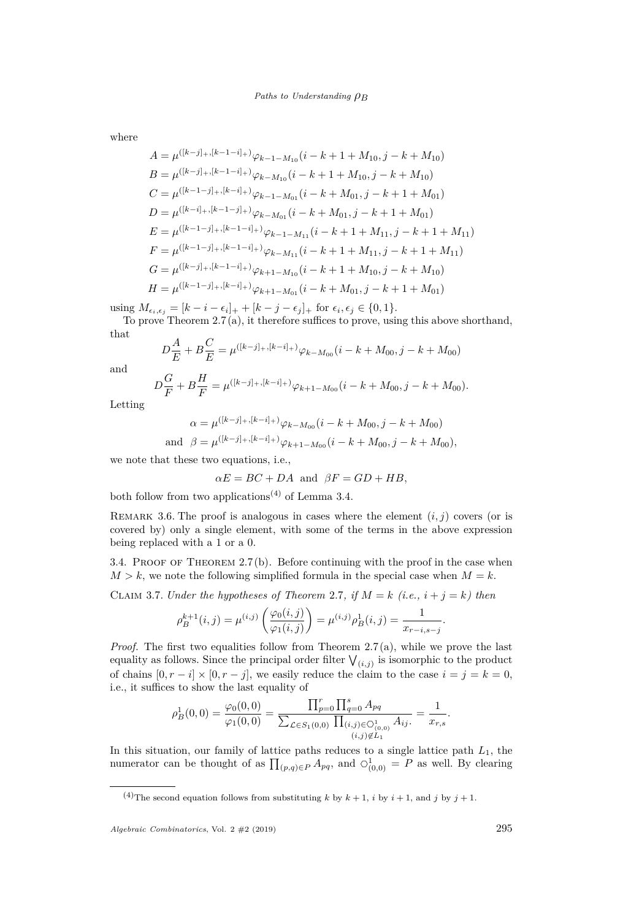where

$$
\begin{aligned}
A &= \mu^{([k-j]_+,[k-1-i]_+)}\varphi_{k-1-M_{10}}(i-k+1+M_{10}, j-k+M_{10})\\
B &= \mu^{([k-j]_+,[k-1-i]_+)}\varphi_{k-M_{10}}(i-k+1+M_{10}, j-k+M_{10})\\
C &= \mu^{([k-1-j]_+,[k-i]_+)}\varphi_{k-1-M_{01}}(i-k+M_{01}, j-k+1+M_{01})\\
D &= \mu^{([k-i]_+,[k-1-j]_+)}\varphi_{k-M_{01}}(i-k+M_{01}, j-k+1+M_{01})\\
E &= \mu^{([k-1-j]_+,[k-1-i]_+)}\varphi_{k-1-M_{11}}(i-k+1+M_{11}, j-k+1+M_{11})\\
F &= \mu^{([k-1-j]_+,[k-1-i]_+)}\varphi_{k-M_{11}}(i-k+1+M_{11}, j-k+1+M_{11})\\
G &= \mu^{([k-j]_+,[k-1-i]_+)}\varphi_{k+1-M_{10}}(i-k+1+M_{10}, j-k+M_{10})\\
H &= \mu^{([k-1-j]_+,[k-i]_+)}\varphi_{k+1-M_{01}}(i-k+M_{01}, j-k+1+M_{01})
\end{aligned}
$$

using $M_{\epsilon_i,\epsilon_j} = [k-i-\epsilon_i]_+ + [k-j-\epsilon_j]_+$ for $\epsilon_i, \epsilon_j \in \{0,1\}$.

To prove Theorem 2.7 (a), it therefore suffices to prove, using this above shorthand, that

$$
D\frac{A}{E} + B\frac{C}{E} = \mu^{([k-j]_+,[k-i]_+)}\varphi_{k-M_{00}}(i-k+M_{00}, j-k+M_{00})
$$

and

$$
D\frac{G}{F} + B\frac{H}{F} = \mu^{([k-j]_+,[k-i]_+)}\varphi_{k+1-M_{00}}(i-k+M_{00}, j-k+M_{00}).
$$

Letting

$$
\begin{aligned}
\alpha &= \mu^{([k-j]_+,[k-i]_+)}\varphi_{k-M_{00}}(i-k+M_{00}, j-k+M_{00})\\
\text{and} \quad \beta &= \mu^{([k-j]_+,[k-i]_+)}\varphi_{k+1-M_{00}}(i-k+M_{00}, j-k+M_{00}),
\end{aligned}
$$

we note that these two equations, i.e.,

$$
\alpha E = BC + DA \quad \text{and} \quad \beta F = GD + HB,
$$

both follow from two applications[(4)] of Lemma 3.4.

Remark 3.6. The proof is analogous in cases where the element $(i,j)$ covers (or is covered by) only a single element, with some of the terms in the above expression being replaced with a 1 or a 0.

3.4. Proof of Theorem 2.7 (b). Before continuing with the proof in the case when $M > k$, we note the following simplified formula in the special case when $M = k$.

Claim 3.7. *Under the hypotheses of Theorem 2.7, if $M = k$ (i.e., $i + j = k$) then*

$$
\rho_B^{k+1}(i,j) = \mu^{(i,j)}\left(\frac{\varphi_0(i,j)}{\varphi_1(i,j)}\right) = \mu^{(i,j)}\rho_B^1(i,j) = \frac{1}{x_{r-i,s-j}}.
$$

*Proof.* The first two equalities follow from Theorem 2.7 (a), while we prove the last equality as follows. Since the principal order filter $\bigvee_{(i,j)}$ is isomorphic to the product of chains $[0, r-i] \times [0, r-j]$, we easily reduce the claim to the case $i = j = k = 0$, i.e., it suffices to show the last equality of

$$
\rho_B^1(0,0) = \frac{\varphi_0(0,0)}{\varphi_1(0,0)} = \frac{\prod_{p=0}^{r}\prod_{q=0}^{s} A_{pq}}{\sum_{\mathcal{L}\in S_1(0,0)} \prod_{\substack{(i,j)\in \bigcirc^1_{(0,0)}\\ (i,j)\notin L_1}} A_{ij}.} = \frac{1}{x_{r,s}}.
$$

In this situation, our family of lattice paths reduces to a single lattice path $L_1$, the numerator can be thought of as $\prod_{(p,q)\in P} A_{pq}$, and $\bigcirc^1_{(0,0)} = P$ as well. By clearing

---

[(4)] The second equation follows from substituting $k$ by $k+1$, $i$ by $i+1$, and $j$ by $j+1$.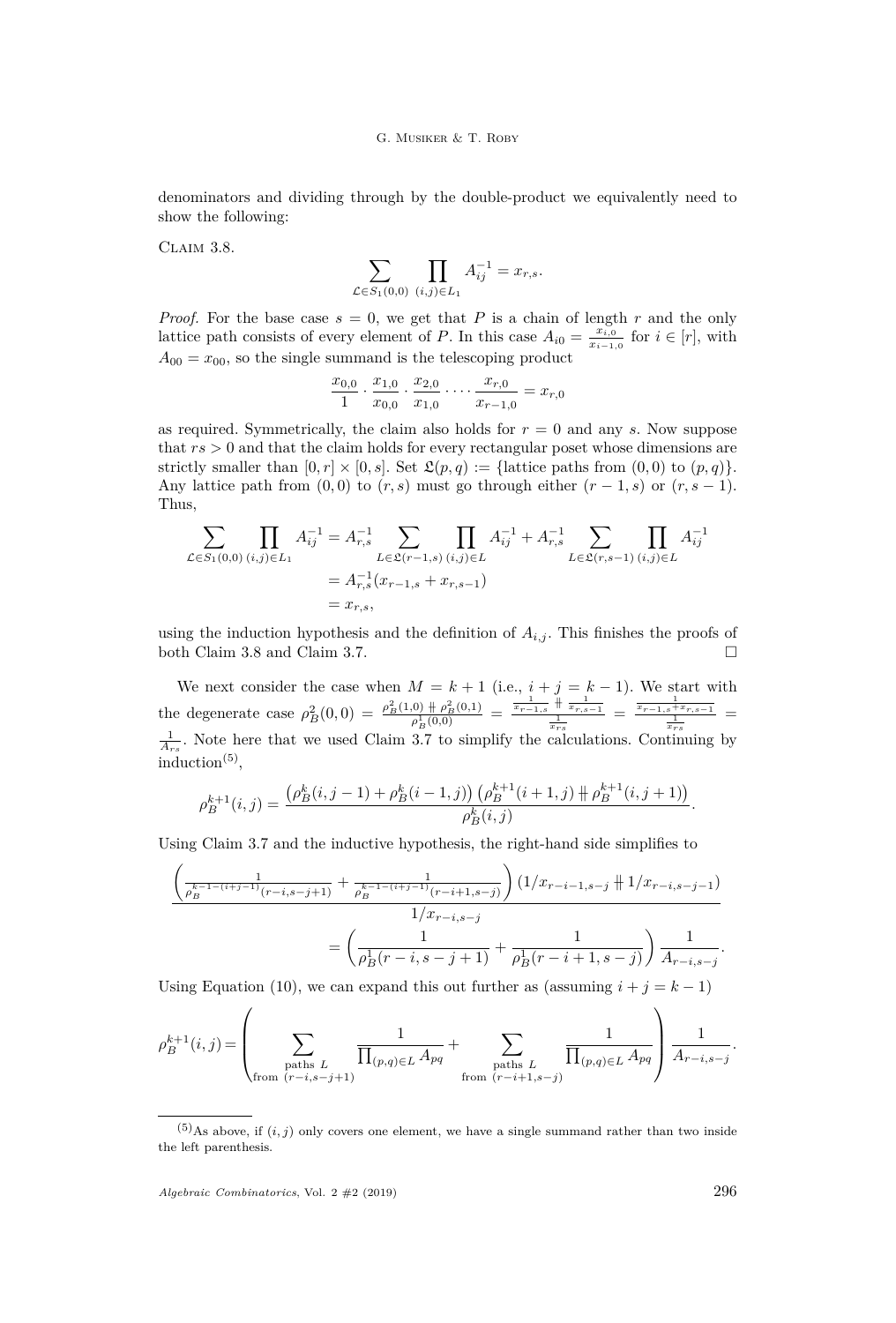denominators and dividing through by the double-product we equivalently need to show the following:

Claim 3.8.

$$\sum_{\mathcal{L}\in S_1(0,0)} \prod_{(i,j)\in L_1} A_{ij}^{-1} = x_{r,s}.$$

*Proof.* For the base case $s = 0$, we get that $P$ is a chain of length $r$ and the only lattice path consists of every element of $P$. In this case $A_{i0} = \frac{x_{i,0}}{x_{i-1,0}}$ for $i \in [r]$, with $A_{00} = x_{00}$, so the single summand is the telescoping product

$$\frac{x_{0,0}}{1} \cdot \frac{x_{1,0}}{x_{0,0}} \cdot \frac{x_{2,0}}{x_{1,0}} \cdot \dots \cdot \frac{x_{r,0}}{x_{r-1,0}} = x_{r,0}$$

as required. Symmetrically, the claim also holds for $r = 0$ and any $s$. Now suppose that $rs > 0$ and that the claim holds for every rectangular poset whose dimensions are strictly smaller than $[0,r] \times [0,s]$. Set $\mathfrak{L}(p,q) := \{\text{lattice paths from } (0,0) \text{ to } (p,q)\}$. Any lattice path from $(0,0)$ to $(r,s)$ must go through either $(r-1,s)$ or $(r,s-1)$. Thus,

$$\begin{aligned}
\sum_{\mathcal{L}\in S_1(0,0)} \prod_{(i,j)\in L_1} A_{ij}^{-1} &= A_{r,s}^{-1} \sum_{L\in\mathfrak{L}(r-1,s)} \prod_{(i,j)\in L} A_{ij}^{-1} + A_{r,s}^{-1} \sum_{L\in\mathfrak{L}(r,s-1)} \prod_{(i,j)\in L} A_{ij}^{-1} \\
&= A_{r,s}^{-1}(x_{r-1,s} + x_{r,s-1}) \\
&= x_{r,s},
\end{aligned}$$

using the induction hypothesis and the definition of $A_{i,j}$. This finishes the proofs of both Claim 3.8 and Claim 3.7. $\square$

We next consider the case when $M = k+1$ (i.e., $i + j = k-1$). We start with the degenerate case $\rho_B^2(0,0) = \frac{\rho_B^2(1,0) \,\#\, \rho_B^2(0,1)}{\rho_B^1(0,0)} = \frac{\frac{1}{x_{r-1,s}} \,\#\, \frac{1}{x_{r,s-1}}}{\frac{1}{x_{rs}}} = \frac{\frac{1}{x_{r-1,s}+x_{r,s-1}}}{\frac{1}{x_{rs}}} = \frac{1}{A_{rs}}$. Note here that we used Claim 3.7 to simplify the calculations. Continuing by induction[5],

$$\rho_B^{k+1}(i,j) = \frac{\left(\rho_B^k(i,j-1) + \rho_B^k(i-1,j)\right)\left(\rho_B^{k+1}(i+1,j) \,\#\, \rho_B^{k+1}(i,j+1)\right)}{\rho_B^k(i,j)}.$$

Using Claim 3.7 and the inductive hypothesis, the right-hand side simplifies to

$$\begin{aligned}
&\frac{\left(\frac{1}{\rho_B^{k-1-(i+j-1)}(r-i,s-j+1)} + \frac{1}{\rho_B^{k-1-(i+j-1)}(r-i+1,s-j)}\right)(1/x_{r-i-1,s-j} \,\#\, 1/x_{r-i,s-j-1})}{1/x_{r-i,s-j}} \\
&\qquad = \left(\frac{1}{\rho_B^1(r-i,s-j+1)} + \frac{1}{\rho_B^1(r-i+1,s-j)}\right)\frac{1}{A_{r-i,s-j}}.
\end{aligned}$$

Using Equation (10), we can expand this out further as (assuming $i+j = k-1$)

$$\rho_B^{k+1}(i,j) = \left( \sum_{\substack{\text{paths } L \\ \text{from } (r-i,s-j+1)}} \frac{1}{\prod_{(p,q)\in L} A_{pq}} + \sum_{\substack{\text{paths } L \\ \text{from } (r-i+1,s-j)}} \frac{1}{\prod_{(p,q)\in L} A_{pq}} \right) \frac{1}{A_{r-i,s-j}}.$$

---

[5] As above, if $(i,j)$ only covers one element, we have a single summand rather than two inside the left parenthesis.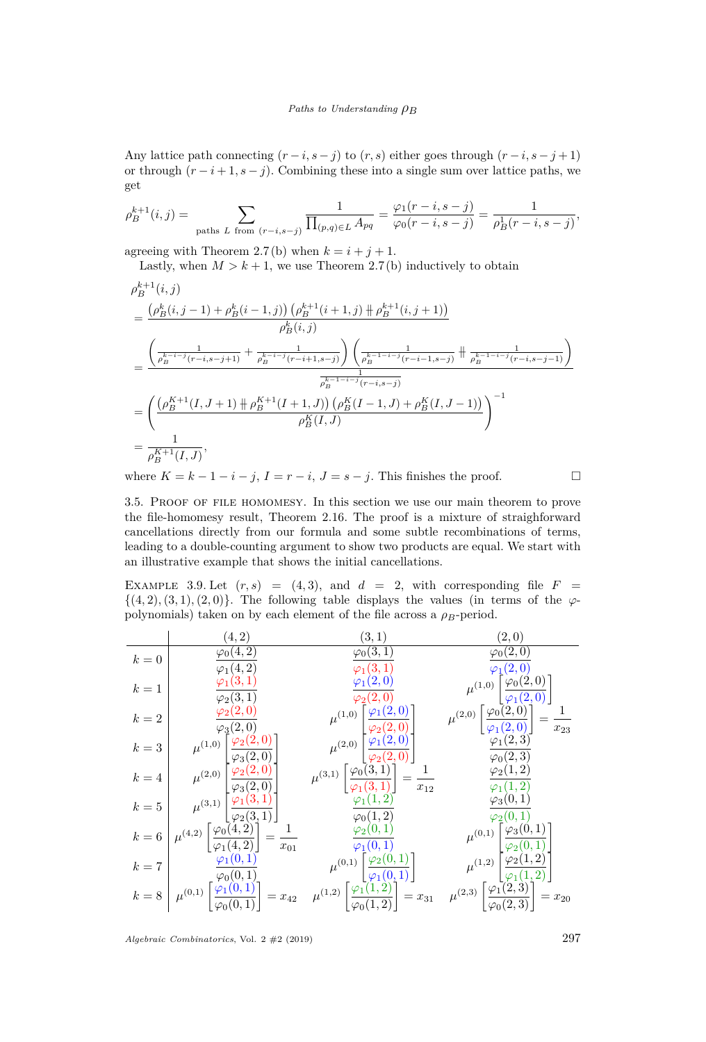Any lattice path connecting $(r-i, s-j)$ to $(r,s)$ either goes through $(r-i, s-j+1)$ or through $(r-i+1, s-j)$. Combining these into a single sum over lattice paths, we get

$$\rho_B^{k+1}(i,j) = \sum_{\text{paths } L \text{ from } (r-i,s-j)} \frac{1}{\prod_{(p,q)\in L} A_{pq}} = \frac{\varphi_1(r-i,s-j)}{\varphi_0(r-i,s-j)} = \frac{1}{\rho_B^1(r-i,s-j)},$$

agreeing with Theorem 2.7 (b) when $k = i+j+1$.

Lastly, when $M > k+1$, we use Theorem 2.7 (b) inductively to obtain

$$\begin{aligned}
&\rho_B^{k+1}(i,j) \\
&= \frac{\left(\rho_B^k(i,j-1) + \rho_B^k(i-1,j)\right)\left(\rho_B^{k+1}(i+1,j) \mathbin{\#} \rho_B^{k+1}(i,j+1)\right)}{\rho_B^k(i,j)} \\
&= \frac{\left(\frac{1}{\rho_B^{k-i-j}(r-i,s-j+1)} + \frac{1}{\rho_B^{k-i-j}(r-i+1,s-j)}\right)\left(\frac{1}{\rho_B^{k-1-i-j}(r-i-1,s-j)} \mathbin{\#} \frac{1}{\rho_B^{k-1-i-j}(r-i,s-j-1)}\right)}{\frac{1}{\rho_B^{k-1-i-j}(r-i,s-j)}} \\
&= \left(\frac{\left(\rho_B^{K+1}(I,J+1) \mathbin{\#} \rho_B^{K+1}(I+1,J)\right)\left(\rho_B^K(I-1,J) + \rho_B^K(I,J-1)\right)}{\rho_B^K(I,J)}\right)^{-1} \\
&= \frac{1}{\rho_B^{K+1}(I,J)},
\end{aligned}$$

where $K = k-1-i-j$, $I = r-i$, $J = s-j$. This finishes the proof. $\square$

3.5. Proof of file homomesy. In this section we use our main theorem to prove the file-homomesy result, Theorem 2.16. The proof is a mixture of straightforward cancellations directly from our formula and some subtle recombinations of terms, leading to a double-counting argument to show two products are equal. We start with an illustrative example that shows the initial cancellations.

Example 3.9. Let $(r,s) = (4,3)$, and $d = 2$, with corresponding file $F = \{(4,2),(3,1),(2,0)\}$. The following table displays the values (in terms of the $\varphi$-polynomials) taken on by each element of the file across a $\rho_B$-period.

| | $(4,2)$ | $(3,1)$ | $(2,0)$ |
|---|---|---|---|
| $k=0$ | $\frac{\varphi_0(4,2)}{\varphi_1(4,2)}$ | $\frac{\varphi_0(3,1)}{\varphi_1(3,1)}$ | $\frac{\varphi_0(2,0)}{\varphi_1(2,0)}$ |
| $k=1$ | $\frac{\varphi_1(3,1)}{\varphi_2(3,1)}$ | $\frac{\varphi_1(2,0)}{\varphi_2(2,0)}$ | $\mu^{(1,0)}\left[\frac{\varphi_0(2,0)}{\varphi_1(2,0)}\right]$ |
| $k=2$ | $\frac{\varphi_2(2,0)}{\varphi_3(2,0)}$ | $\mu^{(1,0)}\left[\frac{\varphi_1(2,0)}{\varphi_2(2,0)}\right]$ | $\mu^{(2,0)}\left[\frac{\varphi_0(2,0)}{\varphi_1(2,0)}\right] = \frac{1}{x_{23}}$ |
| $k=3$ | $\mu^{(1,0)}\left[\frac{\varphi_2(2,0)}{\varphi_3(2,0)}\right]$ | $\mu^{(2,0)}\left[\frac{\varphi_1(2,0)}{\varphi_2(2,0)}\right]$ | $\frac{\varphi_1(2,3)}{\varphi_0(2,3)}$ |
| $k=4$ | $\mu^{(2,0)}\left[\frac{\varphi_2(2,0)}{\varphi_3(2,0)}\right]$ | $\mu^{(3,1)}\left[\frac{\varphi_0(3,1)}{\varphi_1(3,1)}\right] = \frac{1}{x_{12}}$ | $\frac{\varphi_2(1,2)}{\varphi_1(1,2)}$ |
| $k=5$ | $\mu^{(3,1)}\left[\frac{\varphi_1(3,1)}{\varphi_2(3,1)}\right]$ | $\frac{\varphi_1(1,2)}{\varphi_0(1,2)}$ | $\frac{\varphi_3(0,1)}{\varphi_2(0,1)}$ |
| $k=6$ | $\mu^{(4,2)}\left[\frac{\varphi_0(4,2)}{\varphi_1(4,2)}\right] = \frac{1}{x_{01}}$ | $\frac{\varphi_2(0,1)}{\varphi_1(0,1)}$ | $\mu^{(0,1)}\left[\frac{\varphi_3(0,1)}{\varphi_2(0,1)}\right]$ |
| $k=7$ | $\frac{\varphi_1(0,1)}{\varphi_0(0,1)}$ | $\mu^{(0,1)}\left[\frac{\varphi_2(0,1)}{\varphi_1(0,1)}\right]$ | $\mu^{(1,2)}\left[\frac{\varphi_2(1,2)}{\varphi_1(1,2)}\right]$ |
| $k=8$ | $\mu^{(0,1)}\left[\frac{\varphi_1(0,1)}{\varphi_0(0,1)}\right] = x_{42}$ | $\mu^{(1,2)}\left[\frac{\varphi_1(1,2)}{\varphi_0(1,2)}\right] = x_{31}$ | $\mu^{(2,3)}\left[\frac{\varphi_1(2,3)}{\varphi_0(2,3)}\right] = x_{20}$ |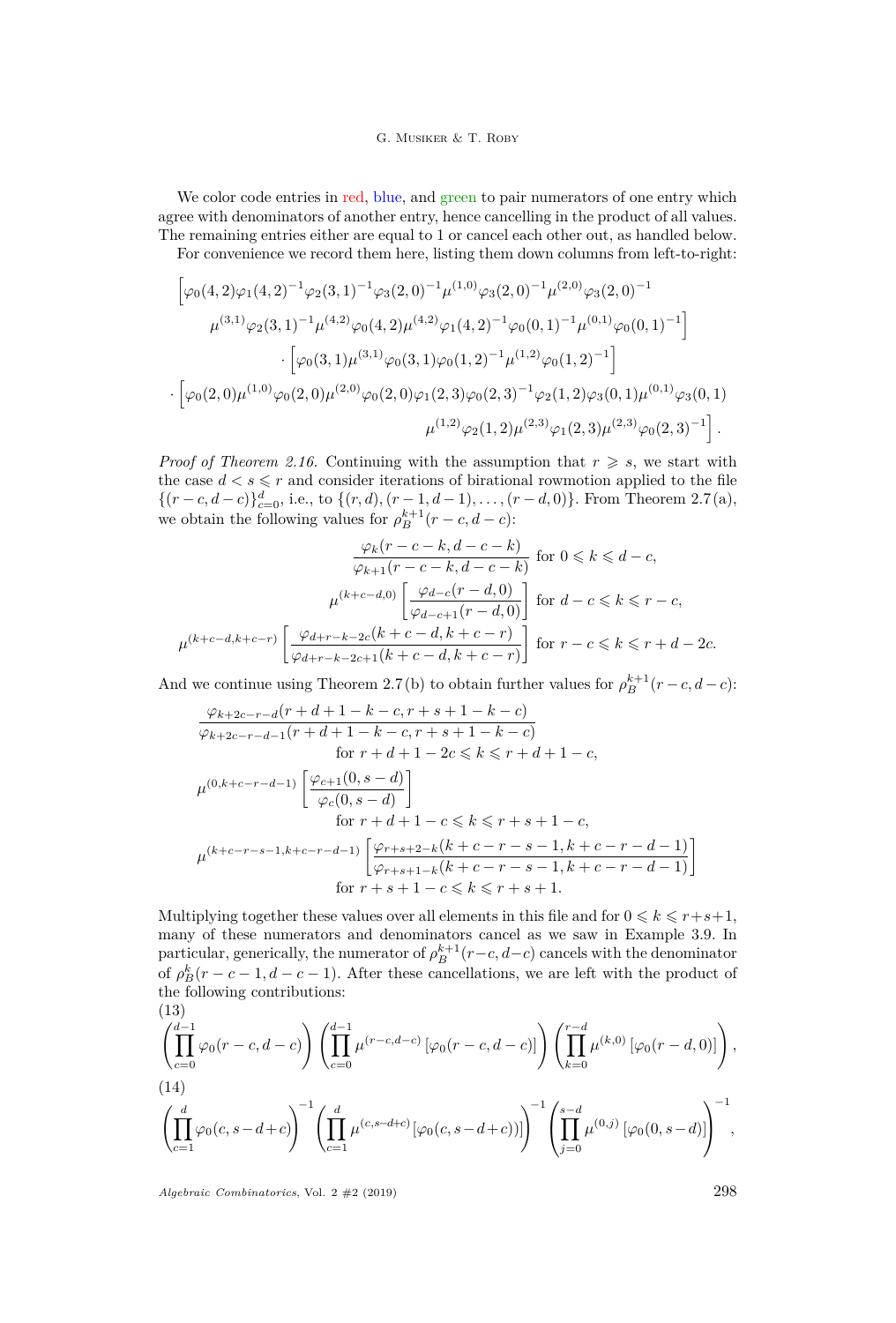We color code entries in red, blue, and green to pair numerators of one entry which agree with denominators of another entry, hence cancelling in the product of all values. The remaining entries either are equal to 1 or cancel each other out, as handled below.

For convenience we record them here, listing them down columns from left-to-right:

$$\Big[\varphi_0(4,2)\varphi_1(4,2)^{-1}\varphi_2(3,1)^{-1}\varphi_3(2,0)^{-1}\mu^{(1,0)}\varphi_3(2,0)^{-1}\mu^{(2,0)}\varphi_3(2,0)^{-1}$$
$$\mu^{(3,1)}\varphi_2(3,1)^{-1}\mu^{(4,2)}\varphi_0(4,2)\mu^{(4,2)}\varphi_1(4,2)^{-1}\varphi_0(0,1)^{-1}\mu^{(0,1)}\varphi_0(0,1)^{-1}\Big]$$
$$\cdot\Big[\varphi_0(3,1)\mu^{(3,1)}\varphi_0(3,1)\varphi_0(1,2)^{-1}\mu^{(1,2)}\varphi_0(1,2)^{-1}\Big]$$
$$\cdot\Big[\varphi_0(2,0)\mu^{(1,0)}\varphi_0(2,0)\mu^{(2,0)}\varphi_0(2,0)\varphi_1(2,3)\varphi_0(2,3)^{-1}\varphi_2(1,2)\varphi_3(0,1)\mu^{(0,1)}\varphi_3(0,1)$$
$$\mu^{(1,2)}\varphi_2(1,2)\mu^{(2,3)}\varphi_1(2,3)\mu^{(2,3)}\varphi_0(2,3)^{-1}\Big].$$

*Proof of Theorem 2.16.* Continuing with the assumption that $r \geqslant s$, we start with the case $d < s \leqslant r$ and consider iterations of birational rowmotion applied to the file $\{(r-c, d-c)\}_{c=0}^{d}$, i.e., to $\{(r,d),(r-1,d-1),\dots,(r-d,0)\}$. From Theorem 2.7 (a), we obtain the following values for $\rho_B^{k+1}(r-c,d-c)$:

$$\frac{\varphi_k(r-c-k,d-c-k)}{\varphi_{k+1}(r-c-k,d-c-k)} \text{ for } 0 \leqslant k \leqslant d-c,$$
$$\mu^{(k+c-d,0)}\left[\frac{\varphi_{d-c}(r-d,0)}{\varphi_{d-c+1}(r-d,0)}\right] \text{ for } d-c \leqslant k \leqslant r-c,$$
$$\mu^{(k+c-d,k+c-r)}\left[\frac{\varphi_{d+r-k-2c}(k+c-d,k+c-r)}{\varphi_{d+r-k-2c+1}(k+c-d,k+c-r)}\right] \text{ for } r-c \leqslant k \leqslant r+d-2c.$$

And we continue using Theorem 2.7 (b) to obtain further values for $\rho_B^{k+1}(r-c,d-c)$:

$$\frac{\varphi_{k+2c-r-d}(r+d+1-k-c,r+s+1-k-c)}{\varphi_{k+2c-r-d-1}(r+d+1-k-c,r+s+1-k-c)}$$
$$\text{for } r+d+1-2c \leqslant k \leqslant r+d+1-c,$$
$$\mu^{(0,k+c-r-d-1)}\left[\frac{\varphi_{c+1}(0,s-d)}{\varphi_c(0,s-d)}\right]$$
$$\text{for } r+d+1-c \leqslant k \leqslant r+s+1-c,$$
$$\mu^{(k+c-r-s-1,k+c-r-d-1)}\left[\frac{\varphi_{r+s+2-k}(k+c-r-s-1,k+c-r-d-1)}{\varphi_{r+s+1-k}(k+c-r-s-1,k+c-r-d-1)}\right]$$
$$\text{for } r+s+1-c \leqslant k \leqslant r+s+1.$$

Multiplying together these values over all elements in this file and for $0 \leqslant k \leqslant r+s+1$, many of these numerators and denominators cancel as we saw in Example 3.9. In particular, generically, the numerator of $\rho_B^{k+1}(r-c,d-c)$ cancels with the denominator of $\rho_B^{k}(r-c-1,d-c-1)$. After these cancellations, we are left with the product of the following contributions:

$$\left(\prod_{c=0}^{d-1}\varphi_0(r-c,d-c)\right)\left(\prod_{c=0}^{d-1}\mu^{(r-c,d-c)}\left[\varphi_0(r-c,d-c)\right]\right)\left(\prod_{k=0}^{r-d}\mu^{(k,0)}\left[\varphi_0(r-d,0)\right]\right), \tag{13}$$

$$\left(\prod_{c=1}^{d}\varphi_0(c,s-d+c)\right)^{-1}\left(\prod_{c=1}^{d}\mu^{(c,s-d+c)}[\varphi_0(c,s-d+c))]\right)^{-1}\left(\prod_{j=0}^{s-d}\mu^{(0,j)}\left[\varphi_0(0,s-d)\right]\right)^{-1}, \tag{14}$$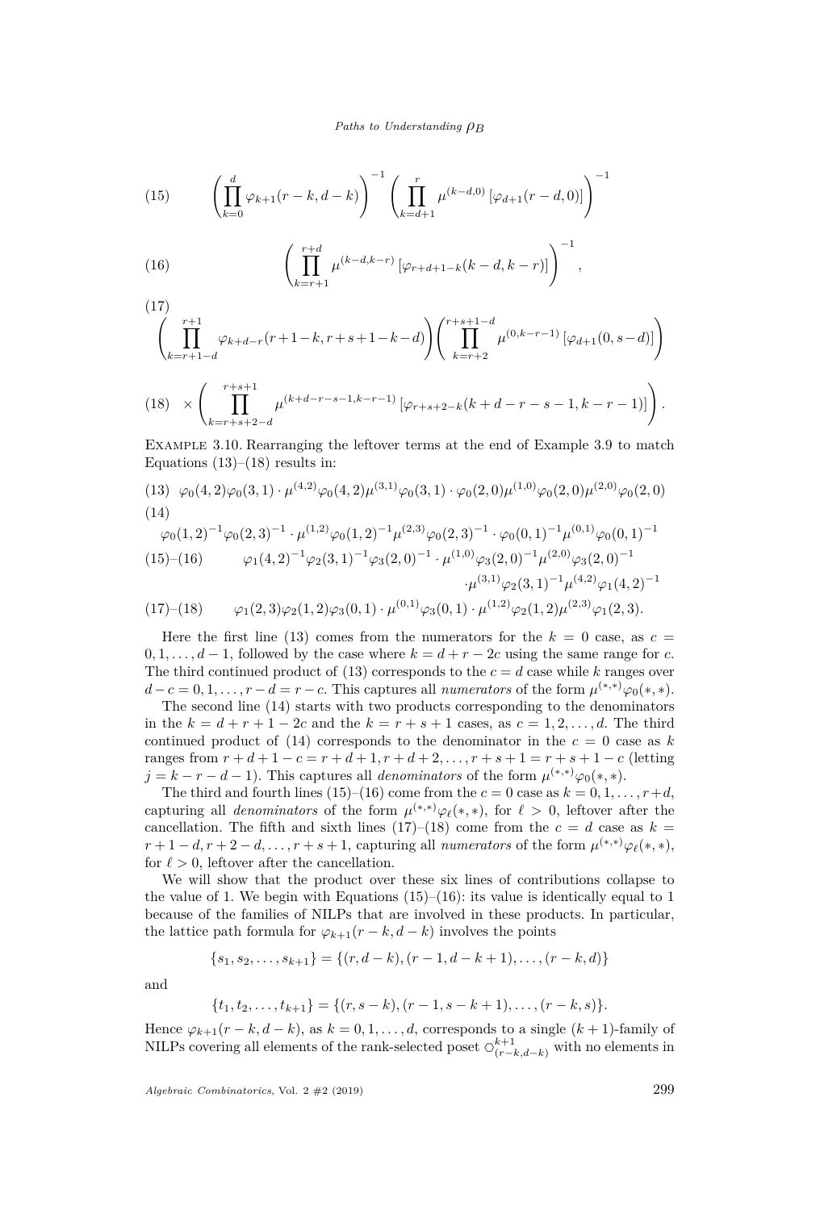$$\left(\prod_{k=0}^{d}\varphi_{k+1}(r-k,d-k)\right)^{-1}\left(\prod_{k=d+1}^{r}\mu^{(k-d,0)}\left[\varphi_{d+1}(r-d,0)\right]\right)^{-1} \tag{15}$$

$$\left(\prod_{k=r+1}^{r+d}\mu^{(k-d,k-r)}\left[\varphi_{r+d+1-k}(k-d,k-r)\right]\right)^{-1}, \tag{16}$$

$$\left(\prod_{k=r+1-d}^{r+1}\varphi_{k+d-r}(r+1-k,r+s+1-k-d)\right)\left(\prod_{k=r+2}^{r+s+1-d}\mu^{(0,k-r-1)}\left[\varphi_{d+1}(0,s-d)\right]\right) \tag{17}$$

$$\times\left(\prod_{k=r+s+2-d}^{r+s+1}\mu^{(k+d-r-s-1,k-r-1)}\left[\varphi_{r+s+2-k}(k+d-r-s-1,k-r-1)\right]\right). \tag{18}$$

Example 3.10. Rearranging the leftover terms at the end of Example 3.9 to match Equations (13)–(18) results in:

$$\varphi_0(4,2)\varphi_0(3,1)\cdot\mu^{(4,2)}\varphi_0(4,2)\mu^{(3,1)}\varphi_0(3,1)\cdot\varphi_0(2,0)\mu^{(1,0)}\varphi_0(2,0)\mu^{(2,0)}\varphi_0(2,0) \tag{13}$$

$$\varphi_0(1,2)^{-1}\varphi_0(2,3)^{-1}\cdot\mu^{(1,2)}\varphi_0(1,2)^{-1}\mu^{(2,3)}\varphi_0(2,3)^{-1}\cdot\varphi_0(0,1)^{-1}\mu^{(0,1)}\varphi_0(0,1)^{-1} \tag{14}$$

$$\varphi_1(4,2)^{-1}\varphi_2(3,1)^{-1}\varphi_3(2,0)^{-1}\cdot\mu^{(1,0)}\varphi_3(2,0)^{-1}\mu^{(2,0)}\varphi_3(2,0)^{-1}\cdot\mu^{(3,1)}\varphi_2(3,1)^{-1}\mu^{(4,2)}\varphi_1(4,2)^{-1} \tag{15–16}$$

$$\varphi_1(2,3)\varphi_2(1,2)\varphi_3(0,1)\cdot\mu^{(0,1)}\varphi_3(0,1)\cdot\mu^{(1,2)}\varphi_2(1,2)\mu^{(2,3)}\varphi_1(2,3). \tag{17–18}$$

Here the first line (13) comes from the numerators for the $k=0$ case, as $c=0,1,\dots,d-1$, followed by the case where $k=d+r-2c$ using the same range for $c$. The third continued product of (13) corresponds to the $c=d$ case while $k$ ranges over $d-c=0,1,\dots,r-d=r-c$. This captures all *numerators* of the form $\mu^{(*,*)}\varphi_0(*,*)$.

The second line (14) starts with two products corresponding to the denominators in the $k=d+r+1-2c$ and the $k=r+s+1$ cases, as $c=1,2,\dots,d$. The third continued product of (14) corresponds to the denominator in the $c=0$ case as $k$ ranges from $r+d+1-c=r+d+1,r+d+2,\dots,r+s+1=r+s+1-c$ (letting $j=k-r-d-1$). This captures all *denominators* of the form $\mu^{(*,*)}\varphi_0(*,*)$.

The third and fourth lines (15)–(16) come from the $c=0$ case as $k=0,1,\dots,r+d$, capturing all *denominators* of the form $\mu^{(*,*)}\varphi_\ell(*,*)$, for $\ell>0$, leftover after the cancellation. The fifth and sixth lines (17)–(18) come from the $c=d$ case as $k=r+1-d,r+2-d,\dots,r+s+1$, capturing all *numerators* of the form $\mu^{(*,*)}\varphi_\ell(*,*)$, for $\ell>0$, leftover after the cancellation.

We will show that the product over these six lines of contributions collapse to the value of 1. We begin with Equations (15)–(16): its value is identically equal to 1 because of the families of NILPs that are involved in these products. In particular, the lattice path formula for $\varphi_{k+1}(r-k,d-k)$ involves the points

$$\{s_1,s_2,\dots,s_{k+1}\}=\{(r,d-k),(r-1,d-k+1),\dots,(r-k,d)\}$$

and

$$\{t_1,t_2,\dots,t_{k+1}\}=\{(r,s-k),(r-1,s-k+1),\dots,(r-k,s)\}.$$

Hence $\varphi_{k+1}(r-k,d-k)$, as $k=0,1,\dots,d$, corresponds to a single $(k+1)$-family of NILPs covering all elements of the rank-selected poset $\bigcirc^{k+1}_{(r-k,d-k)}$ with no elements in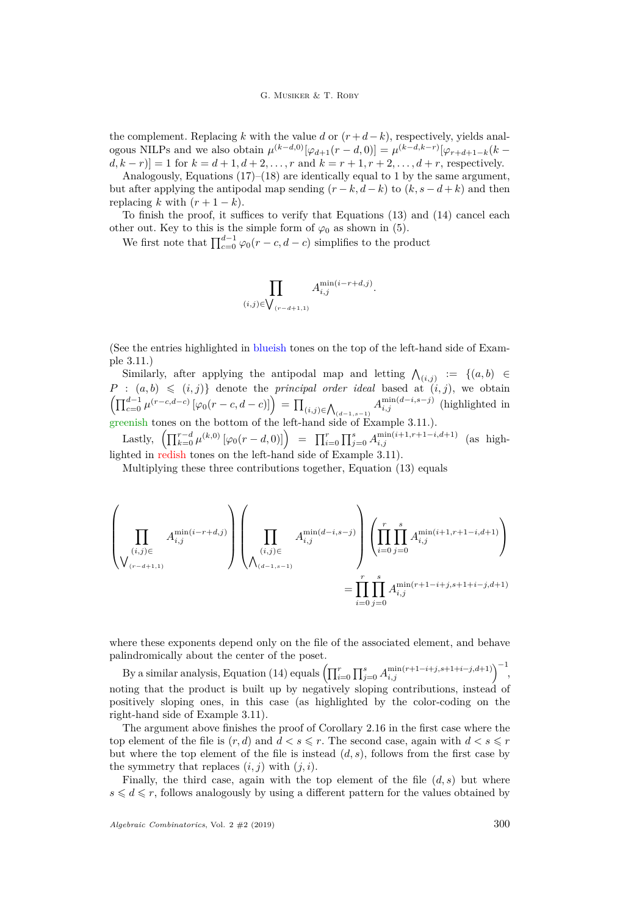the complement. Replacing $k$ with the value $d$ or $(r+d-k)$, respectively, yields analogous NILPs and we also obtain $\mu^{(k-d,0)}[\varphi_{d+1}(r-d,0)] = \mu^{(k-d,k-r)}[\varphi_{r+d+1-k}(k-d,k-r)] = 1$ for $k = d+1, d+2, \ldots, r$ and $k = r+1, r+2, \ldots, d+r$, respectively.

Analogously, Equations (17)–(18) are identically equal to 1 by the same argument, but after applying the antipodal map sending $(r-k, d-k)$ to $(k, s-d+k)$ and then replacing $k$ with $(r+1-k)$.

To finish the proof, it suffices to verify that Equations (13) and (14) cancel each other out. Key to this is the simple form of $\varphi_0$ as shown in (5).

We first note that $\prod_{c=0}^{d-1} \varphi_0(r-c, d-c)$ simplifies to the product

$$\prod_{(i,j)\in \bigvee_{(r-d+1,1)}} A_{i,j}^{\min(i-r+d,j)}.$$

(See the entries highlighted in blueish tones on the top of the left-hand side of Example 3.11.)

Similarly, after applying the antipodal map and letting $\bigwedge_{(i,j)} := \{(a,b) \in P : (a,b) \leqslant (i,j)\}$ denote the *principal order ideal* based at $(i,j)$, we obtain $\left(\prod_{c=0}^{d-1} \mu^{(r-c,d-c)}\left[\varphi_0(r-c,d-c)\right]\right) = \prod_{(i,j)\in\bigwedge_{(d-1,s-1)}} A_{i,j}^{\min(d-i,s-j)}$ (highlighted in greenish tones on the bottom of the left-hand side of Example 3.11.).

Lastly, $\left(\prod_{k=0}^{r-d} \mu^{(k,0)}\left[\varphi_0(r-d,0)\right]\right) = \prod_{i=0}^{r}\prod_{j=0}^{s} A_{i,j}^{\min(i+1,r+1-i,d+1)}$ (as highlighted in redish tones on the left-hand side of Example 3.11).

Multiplying these three contributions together, Equation (13) equals

$$\left(\prod_{\substack{(i,j)\in\\ \bigvee_{(r-d+1,1)}}} A_{i,j}^{\min(i-r+d,j)}\right)\left(\prod_{\substack{(i,j)\in\\ \bigwedge_{(d-1,s-1)}}} A_{i,j}^{\min(d-i,s-j)}\right)\left(\prod_{i=0}^{r}\prod_{j=0}^{s} A_{i,j}^{\min(i+1,r+1-i,d+1)}\right)$$
$$= \prod_{i=0}^{r}\prod_{j=0}^{s} A_{i,j}^{\min(r+1-i+j,s+1+i-j,d+1)}$$

where these exponents depend only on the file of the associated element, and behave palindromically about the center of the poset.

By a similar analysis, Equation (14) equals $\left(\prod_{i=0}^{r}\prod_{j=0}^{s} A_{i,j}^{\min(r+1-i+j,s+1+i-j,d+1)}\right)^{-1}$, noting that the product is built up by negatively sloping contributions, instead of positively sloping ones, in this case (as highlighted by the color-coding on the right-hand side of Example 3.11).

The argument above finishes the proof of Corollary 2.16 in the first case where the top element of the file is $(r,d)$ and $d < s \leqslant r$. The second case, again with $d < s \leqslant r$ but where the top element of the file is instead $(d,s)$, follows from the first case by the symmetry that replaces $(i,j)$ with $(j,i)$.

Finally, the third case, again with the top element of the file $(d,s)$ but where $s \leqslant d \leqslant r$, follows analogously by using a different pattern for the values obtained by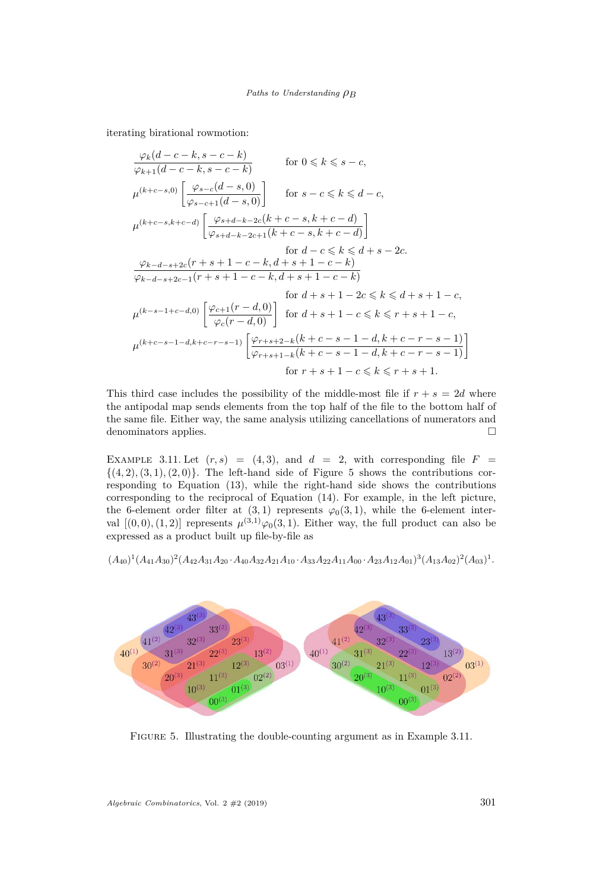iterating birational rowmotion:

$$\frac{\varphi_k(d-c-k, s-c-k)}{\varphi_{k+1}(d-c-k, s-c-k)} \qquad \text{for } 0 \leqslant k \leqslant s-c,$$

$$\mu^{(k+c-s,0)}\left[\frac{\varphi_{s-c}(d-s,0)}{\varphi_{s-c+1}(d-s,0)}\right] \qquad \text{for } s-c \leqslant k \leqslant d-c,$$

$$\mu^{(k+c-s,k+c-d)}\left[\frac{\varphi_{s+d-k-2c}(k+c-s,k+c-d)}{\varphi_{s+d-k-2c+1}(k+c-s,k+c-d)}\right]$$

$$\text{for } d-c \leqslant k \leqslant d+s-2c.$$

$$\frac{\varphi_{k-d-s+2c}(r+s+1-c-k, d+s+1-c-k)}{\varphi_{k-d-s+2c-1}(r+s+1-c-k, d+s+1-c-k)}$$

$$\text{for } d+s+1-2c \leqslant k \leqslant d+s+1-c,$$

$$\mu^{(k-s-1+c-d,0)}\left[\frac{\varphi_{c+1}(r-d,0)}{\varphi_{c}(r-d,0)}\right] \quad \text{for } d+s+1-c \leqslant k \leqslant r+s+1-c,$$

$$\mu^{(k+c-s-1-d,k+c-r-s-1)}\left[\frac{\varphi_{r+s+2-k}(k+c-s-1-d,k+c-r-s-1)}{\varphi_{r+s+1-k}(k+c-s-1-d,k+c-r-s-1)}\right]$$

$$\text{for } r+s+1-c \leqslant k \leqslant r+s+1.$$

This third case includes the possibility of the middle-most file if $r+s=2d$ where the antipodal map sends elements from the top half of the file to the bottom half of the same file. Either way, the same analysis utilizing cancellations of numerators and denominators applies. □

Example 3.11. Let $(r,s)=(4,3)$, and $d=2$, with corresponding file $F=\{(4,2),(3,1),(2,0)\}$. The left-hand side of Figure 5 shows the contributions corresponding to Equation (13), while the right-hand side shows the contributions corresponding to the reciprocal of Equation (14). For example, in the left picture, the 6-element order filter at $(3,1)$ represents $\varphi_0(3,1)$, while the 6-element interval $[(0,0),(1,2)]$ represents $\mu^{(3,1)}\varphi_0(3,1)$. Either way, the full product can also be expressed as a product built up file-by-file as

$$(A_{40})^1(A_{41}A_{30})^2(A_{42}A_{31}A_{20}\cdot A_{40}A_{32}A_{21}A_{10}\cdot A_{33}A_{22}A_{11}A_{00}\cdot A_{23}A_{12}A_{01})^3(A_{13}A_{02})^2(A_{03})^1.$$

Figure 5. Illustrating the double-counting argument as in Example 3.11.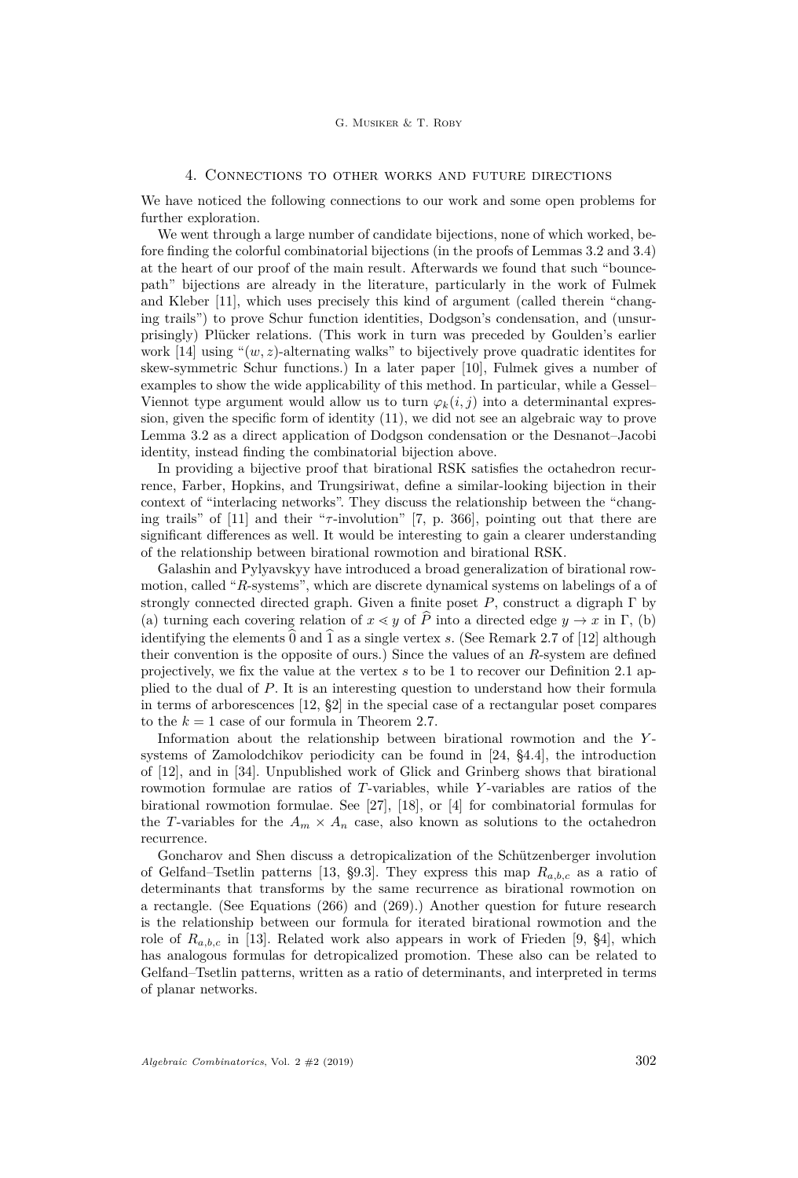## 4. Connections to other works and future directions

We have noticed the following connections to our work and some open problems for further exploration.

We went through a large number of candidate bijections, none of which worked, before finding the colorful combinatorial bijections (in the proofs of Lemmas 3.2 and 3.4) at the heart of our proof of the main result. Afterwards we found that such "bounce-path" bijections are already in the literature, particularly in the work of Fulmek and Kleber [11], which uses precisely this kind of argument (called therein "changing trails") to prove Schur function identities, Dodgson's condensation, and (unsurprisingly) Plücker relations. (This work in turn was preceded by Goulden's earlier work [14] using "$(w, z)$-alternating walks" to bijectively prove quadratic identites for skew-symmetric Schur functions.) In a later paper [10], Fulmek gives a number of examples to show the wide applicability of this method. In particular, while a Gessel–Viennot type argument would allow us to turn $\varphi_k(i, j)$ into a determinantal expression, given the specific form of identity (11), we did not see an algebraic way to prove Lemma 3.2 as a direct application of Dodgson condensation or the Desnanot–Jacobi identity, instead finding the combinatorial bijection above.

In providing a bijective proof that birational RSK satisfies the octahedron recurrence, Farber, Hopkins, and Trungsiriwat, define a similar-looking bijection in their context of "interlacing networks". They discuss the relationship between the "changing trails" of [11] and their "$\tau$-involution" [7, p. 366], pointing out that there are significant differences as well. It would be interesting to gain a clearer understanding of the relationship between birational rowmotion and birational RSK.

Galashin and Pylyavskyy have introduced a broad generalization of birational rowmotion, called "$R$-systems", which are discrete dynamical systems on labelings of a of strongly connected directed graph. Given a finite poset $P$, construct a digraph $\Gamma$ by (a) turning each covering relation of $x \lessdot y$ of $\widehat{P}$ into a directed edge $y \to x$ in $\Gamma$, (b) identifying the elements $\widehat{0}$ and $\widehat{1}$ as a single vertex $s$. (See Remark 2.7 of [12] although their convention is the opposite of ours.) Since the values of an $R$-system are defined projectively, we fix the value at the vertex $s$ to be 1 to recover our Definition 2.1 applied to the dual of $P$. It is an interesting question to understand how their formula in terms of arborescences [12, §2] in the special case of a rectangular poset compares to the $k = 1$ case of our formula in Theorem 2.7.

Information about the relationship between birational rowmotion and the $Y$-systems of Zamolodchikov periodicity can be found in [24, §4.4], the introduction of [12], and in [34]. Unpublished work of Glick and Grinberg shows that birational rowmotion formulae are ratios of $T$-variables, while $Y$-variables are ratios of the birational rowmotion formulae. See [27], [18], or [4] for combinatorial formulas for the $T$-variables for the $A_m \times A_n$ case, also known as solutions to the octahedron recurrence.

Goncharov and Shen discuss a detropicalization of the Schützenberger involution of Gelfand–Tsetlin patterns [13, §9.3]. They express this map $R_{a,b,c}$ as a ratio of determinants that transforms by the same recurrence as birational rowmotion on a rectangle. (See Equations (266) and (269).) Another question for future research is the relationship between our formula for iterated birational rowmotion and the role of $R_{a,b,c}$ in [13]. Related work also appears in work of Frieden [9, §4], which has analogous formulas for detropicalized promotion. These also can be related to Gelfand–Tsetlin patterns, written as a ratio of determinants, and interpreted in terms of planar networks.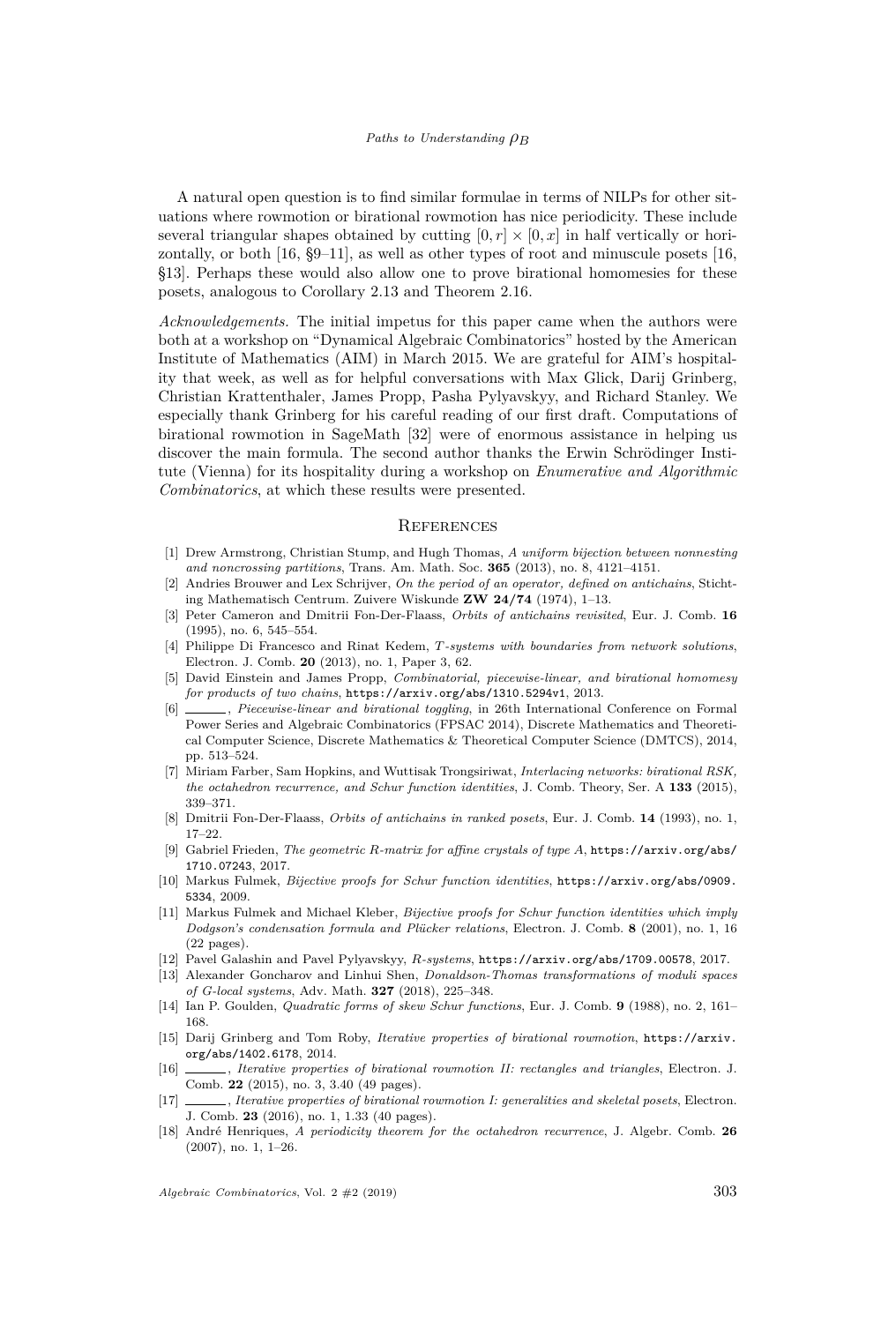A natural open question is to find similar formulae in terms of NILPs for other situations where rowmotion or birational rowmotion has nice periodicity. These include several triangular shapes obtained by cutting $[0,r] \times [0,x]$ in half vertically or horizontally, or both [16, §9–11], as well as other types of root and minuscule posets [16, §13]. Perhaps these would also allow one to prove birational homomesies for these posets, analogous to Corollary 2.13 and Theorem 2.16.

*Acknowledgements.* The initial impetus for this paper came when the authors were both at a workshop on "Dynamical Algebraic Combinatorics" hosted by the American Institute of Mathematics (AIM) in March 2015. We are grateful for AIM's hospitality that week, as well as for helpful conversations with Max Glick, Darij Grinberg, Christian Krattenthaler, James Propp, Pasha Pylyavskyy, and Richard Stanley. We especially thank Grinberg for his careful reading of our first draft. Computations of birational rowmotion in SageMath [32] were of enormous assistance in helping us discover the main formula. The second author thanks the Erwin Schrödinger Institute (Vienna) for its hospitality during a workshop on *Enumerative and Algorithmic Combinatorics*, at which these results were presented.

## References

[1] Drew Armstrong, Christian Stump, and Hugh Thomas, *A uniform bijection between nonnesting and noncrossing partitions*, Trans. Am. Math. Soc. **365** (2013), no. 8, 4121–4151.

[2] Andries Brouwer and Lex Schrijver, *On the period of an operator, defined on antichains*, Stichting Mathematisch Centrum. Zuivere Wiskunde **ZW 24/74** (1974), 1–13.

[3] Peter Cameron and Dmitrii Fon-Der-Flaass, *Orbits of antichains revisited*, Eur. J. Comb. **16** (1995), no. 6, 545–554.

[4] Philippe Di Francesco and Rinat Kedem, *T-systems with boundaries from network solutions*, Electron. J. Comb. **20** (2013), no. 1, Paper 3, 62.

[5] David Einstein and James Propp, *Combinatorial, piecewise-linear, and birational homomesy for products of two chains*, https://arxiv.org/abs/1310.5294v1, 2013.

[6] ______, *Piecewise-linear and birational toggling*, in 26th International Conference on Formal Power Series and Algebraic Combinatorics (FPSAC 2014), Discrete Mathematics and Theoretical Computer Science, Discrete Mathematics & Theoretical Computer Science (DMTCS), 2014, pp. 513–524.

[7] Miriam Farber, Sam Hopkins, and Wuttisak Trongsiriwat, *Interlacing networks: birational RSK, the octahedron recurrence, and Schur function identities*, J. Comb. Theory, Ser. A **133** (2015), 339–371.

[8] Dmitrii Fon-Der-Flaass, *Orbits of antichains in ranked posets*, Eur. J. Comb. **14** (1993), no. 1, 17–22.

[9] Gabriel Frieden, *The geometric R-matrix for affine crystals of type A*, https://arxiv.org/abs/1710.07243, 2017.

[10] Markus Fulmek, *Bijective proofs for Schur function identities*, https://arxiv.org/abs/0909.5334, 2009.

[11] Markus Fulmek and Michael Kleber, *Bijective proofs for Schur function identities which imply Dodgson's condensation formula and Plücker relations*, Electron. J. Comb. **8** (2001), no. 1, 16 (22 pages).

[12] Pavel Galashin and Pavel Pylyavskyy, *R-systems*, https://arxiv.org/abs/1709.00578, 2017.

[13] Alexander Goncharov and Linhui Shen, *Donaldson-Thomas transformations of moduli spaces of G-local systems*, Adv. Math. **327** (2018), 225–348.

[14] Ian P. Goulden, *Quadratic forms of skew Schur functions*, Eur. J. Comb. **9** (1988), no. 2, 161–168.

[15] Darij Grinberg and Tom Roby, *Iterative properties of birational rowmotion*, https://arxiv.org/abs/1402.6178, 2014.

[16] ______, *Iterative properties of birational rowmotion II: rectangles and triangles*, Electron. J. Comb. **22** (2015), no. 3, 3.40 (49 pages).

[17] ______, *Iterative properties of birational rowmotion I: generalities and skeletal posets*, Electron. J. Comb. **23** (2016), no. 1, 1.33 (40 pages).

[18] André Henriques, *A periodicity theorem for the octahedron recurrence*, J. Algebr. Comb. **26** (2007), no. 1, 1–26.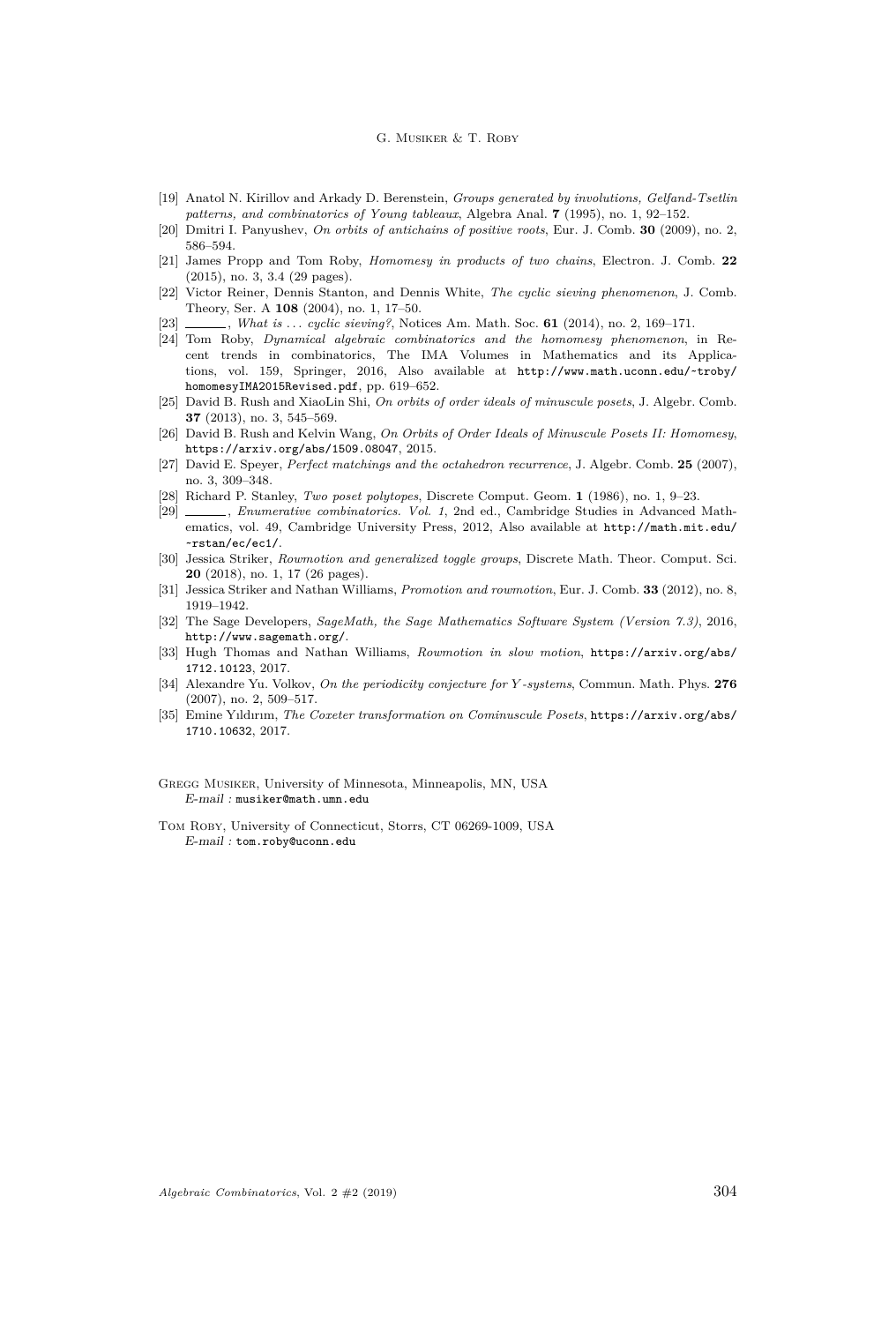[19] Anatol N. Kirillov and Arkady D. Berenstein, *Groups generated by involutions, Gelfand-Tsetlin patterns, and combinatorics of Young tableaux*, Algebra Anal. **7** (1995), no. 1, 92–152.

[20] Dmitri I. Panyushev, *On orbits of antichains of positive roots*, Eur. J. Comb. **30** (2009), no. 2, 586–594.

[21] James Propp and Tom Roby, *Homomesy in products of two chains*, Electron. J. Comb. **22** (2015), no. 3, 3.4 (29 pages).

[22] Victor Reiner, Dennis Stanton, and Dennis White, *The cyclic sieving phenomenon*, J. Comb. Theory, Ser. A **108** (2004), no. 1, 17–50.

[23] ______, *What is ... cyclic sieving?*, Notices Am. Math. Soc. **61** (2014), no. 2, 169–171.

[24] Tom Roby, *Dynamical algebraic combinatorics and the homomesy phenomenon*, in Recent trends in combinatorics, The IMA Volumes in Mathematics and its Applications, vol. 159, Springer, 2016, Also available at `http://www.math.uconn.edu/~troby/homomesyIMA2015Revised.pdf`, pp. 619–652.

[25] David B. Rush and XiaoLin Shi, *On orbits of order ideals of minuscule posets*, J. Algebr. Comb. **37** (2013), no. 3, 545–569.

[26] David B. Rush and Kelvin Wang, *On Orbits of Order Ideals of Minuscule Posets II: Homomesy*, `https://arxiv.org/abs/1509.08047`, 2015.

[27] David E. Speyer, *Perfect matchings and the octahedron recurrence*, J. Algebr. Comb. **25** (2007), no. 3, 309–348.

[28] Richard P. Stanley, *Two poset polytopes*, Discrete Comput. Geom. **1** (1986), no. 1, 9–23.

[29] ______, *Enumerative combinatorics. Vol. 1*, 2nd ed., Cambridge Studies in Advanced Mathematics, vol. 49, Cambridge University Press, 2012, Also available at `http://math.mit.edu/~rstan/ec/ec1/`.

[30] Jessica Striker, *Rowmotion and generalized toggle groups*, Discrete Math. Theor. Comput. Sci. **20** (2018), no. 1, 17 (26 pages).

[31] Jessica Striker and Nathan Williams, *Promotion and rowmotion*, Eur. J. Comb. **33** (2012), no. 8, 1919–1942.

[32] The Sage Developers, *SageMath, the Sage Mathematics Software System (Version 7.3)*, 2016, `http://www.sagemath.org/`.

[33] Hugh Thomas and Nathan Williams, *Rowmotion in slow motion*, `https://arxiv.org/abs/1712.10123`, 2017.

[34] Alexandre Yu. Volkov, *On the periodicity conjecture for Y-systems*, Commun. Math. Phys. **276** (2007), no. 2, 509–517.

[35] Emine Yıldırım, *The Coxeter transformation on Cominuscule Posets*, `https://arxiv.org/abs/1710.10632`, 2017.

Gregg Musiker, University of Minnesota, Minneapolis, MN, USA
*E-mail :* `musiker@math.umn.edu`

Tom Roby, University of Connecticut, Storrs, CT 06269-1009, USA
*E-mail :* `tom.roby@uconn.edu`